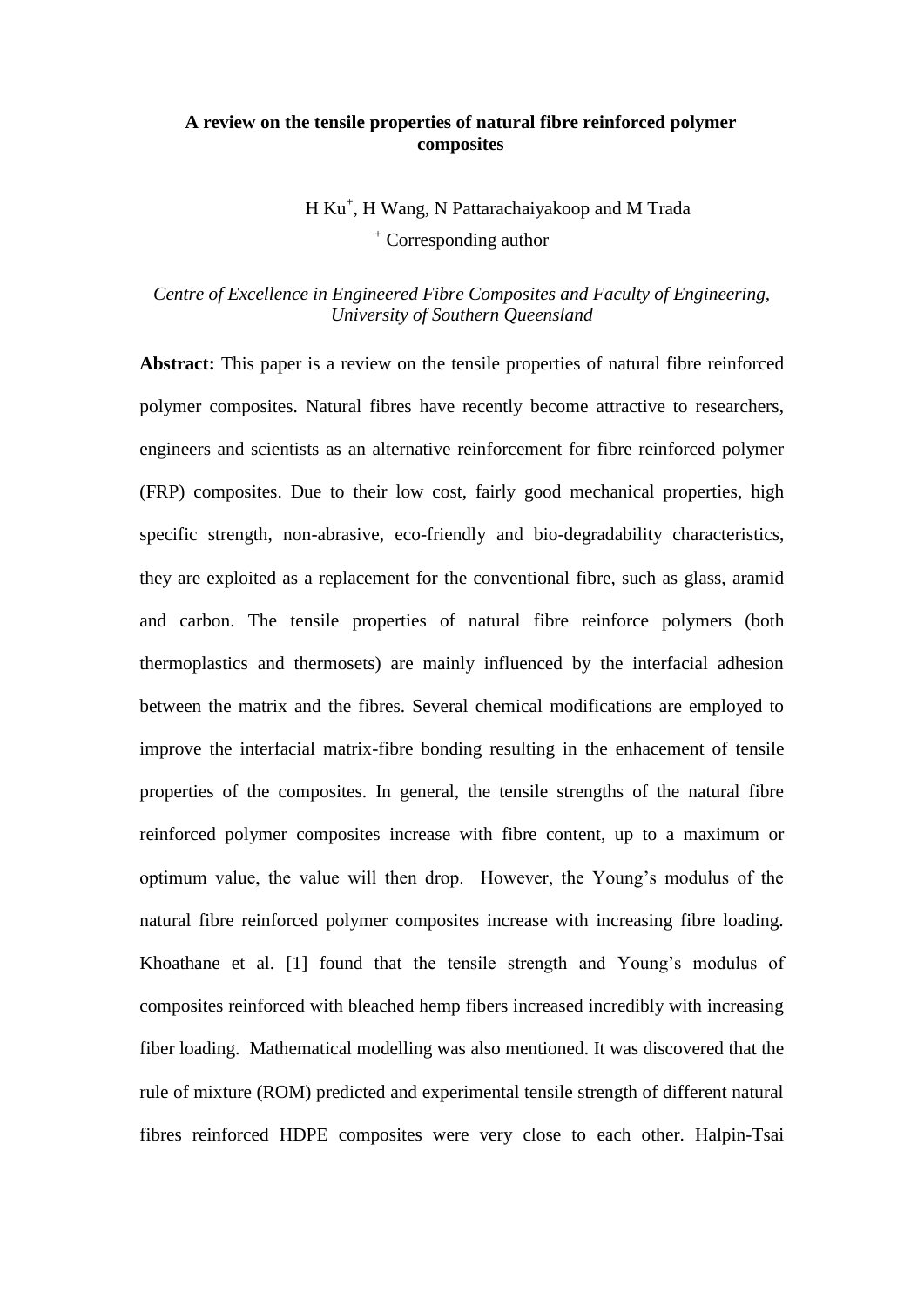# A review on the tensile properties of natural fibre reinforced polymer composites

H Ku[+], H Wang, N Pattarachaiyakoop and M Trada

[+] Corresponding author

*Centre of Excellence in Engineered Fibre Composites and Faculty of Engineering, University of Southern Queensland*

**Abstract:** This paper is a review on the tensile properties of natural fibre reinforced polymer composites. Natural fibres have recently become attractive to researchers, engineers and scientists as an alternative reinforcement for fibre reinforced polymer (FRP) composites. Due to their low cost, fairly good mechanical properties, high specific strength, non-abrasive, eco-friendly and bio-degradability characteristics, they are exploited as a replacement for the conventional fibre, such as glass, aramid and carbon. The tensile properties of natural fibre reinforce polymers (both thermoplastics and thermosets) are mainly influenced by the interfacial adhesion between the matrix and the fibres. Several chemical modifications are employed to improve the interfacial matrix-fibre bonding resulting in the enhacement of tensile properties of the composites. In general, the tensile strengths of the natural fibre reinforced polymer composites increase with fibre content, up to a maximum or optimum value, the value will then drop. However, the Young's modulus of the natural fibre reinforced polymer composites increase with increasing fibre loading. Khoathane et al. [1] found that the tensile strength and Young's modulus of composites reinforced with bleached hemp fibers increased incredibly with increasing fiber loading. Mathematical modelling was also mentioned. It was discovered that the rule of mixture (ROM) predicted and experimental tensile strength of different natural fibres reinforced HDPE composites were very close to each other. Halpin-Tsai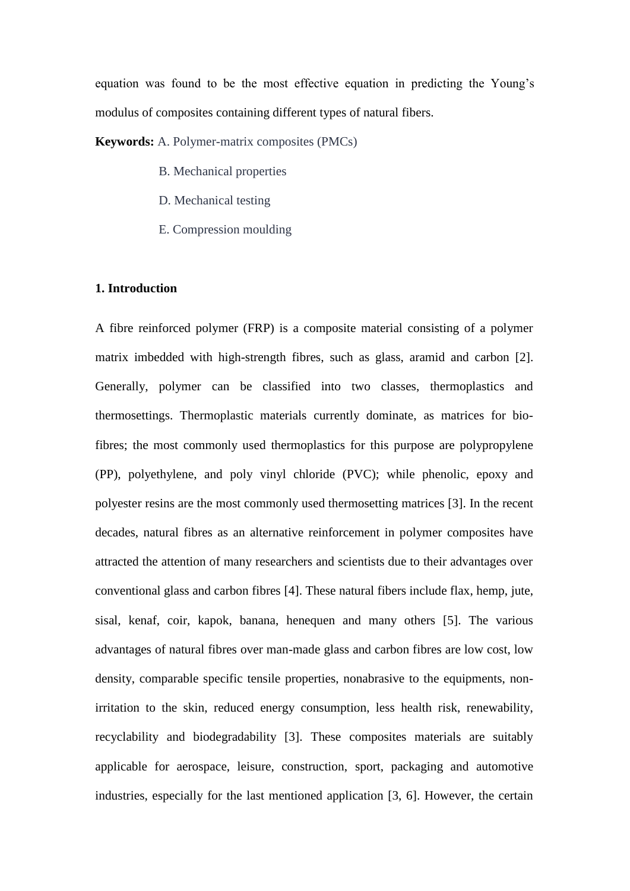equation was found to be the most effective equation in predicting the Young's modulus of composites containing different types of natural fibers.

**Keywords:** A. Polymer-matrix composites (PMCs)

B. Mechanical properties

D. Mechanical testing

E. Compression moulding

## 1. Introduction

A fibre reinforced polymer (FRP) is a composite material consisting of a polymer matrix imbedded with high-strength fibres, such as glass, aramid and carbon [2]. Generally, polymer can be classified into two classes, thermoplastics and thermosettings. Thermoplastic materials currently dominate, as matrices for bio-fibres; the most commonly used thermoplastics for this purpose are polypropylene (PP), polyethylene, and poly vinyl chloride (PVC); while phenolic, epoxy and polyester resins are the most commonly used thermosetting matrices [3]. In the recent decades, natural fibres as an alternative reinforcement in polymer composites have attracted the attention of many researchers and scientists due to their advantages over conventional glass and carbon fibres [4]. These natural fibers include flax, hemp, jute, sisal, kenaf, coir, kapok, banana, henequen and many others [5]. The various advantages of natural fibres over man-made glass and carbon fibres are low cost, low density, comparable specific tensile properties, nonabrasive to the equipments, non-irritation to the skin, reduced energy consumption, less health risk, renewability, recyclability and biodegradability [3]. These composites materials are suitably applicable for aerospace, leisure, construction, sport, packaging and automotive industries, especially for the last mentioned application [3, 6]. However, the certain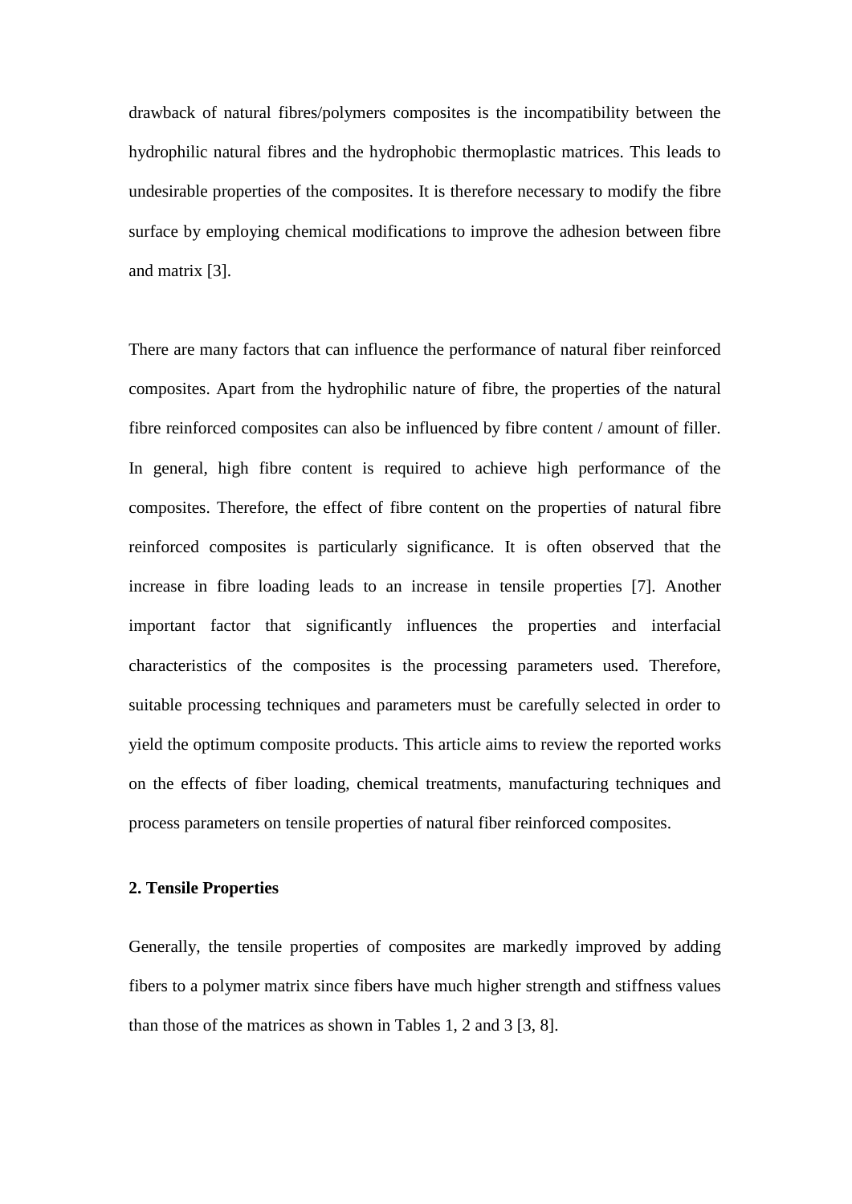drawback of natural fibres/polymers composites is the incompatibility between the hydrophilic natural fibres and the hydrophobic thermoplastic matrices. This leads to undesirable properties of the composites. It is therefore necessary to modify the fibre surface by employing chemical modifications to improve the adhesion between fibre and matrix [3].

There are many factors that can influence the performance of natural fiber reinforced composites. Apart from the hydrophilic nature of fibre, the properties of the natural fibre reinforced composites can also be influenced by fibre content / amount of filler. In general, high fibre content is required to achieve high performance of the composites. Therefore, the effect of fibre content on the properties of natural fibre reinforced composites is particularly significance. It is often observed that the increase in fibre loading leads to an increase in tensile properties [7]. Another important factor that significantly influences the properties and interfacial characteristics of the composites is the processing parameters used. Therefore, suitable processing techniques and parameters must be carefully selected in order to yield the optimum composite products. This article aims to review the reported works on the effects of fiber loading, chemical treatments, manufacturing techniques and process parameters on tensile properties of natural fiber reinforced composites.

## 2. Tensile Properties

Generally, the tensile properties of composites are markedly improved by adding fibers to a polymer matrix since fibers have much higher strength and stiffness values than those of the matrices as shown in Tables 1, 2 and 3 [3, 8].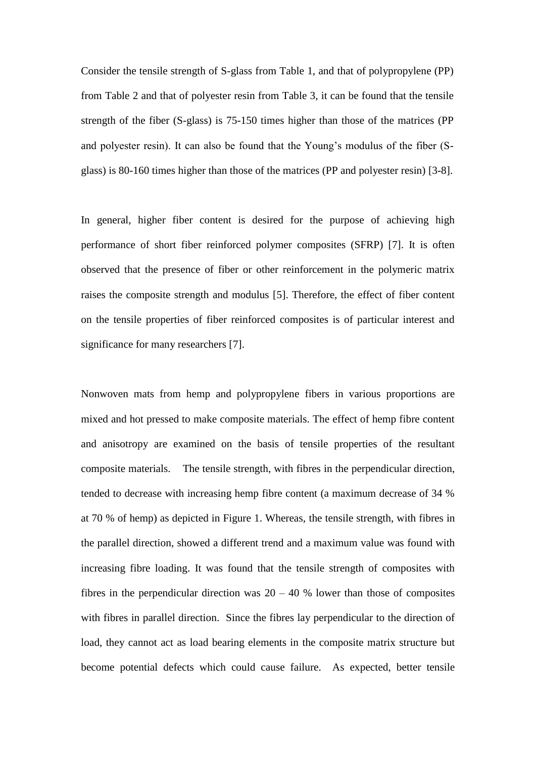Consider the tensile strength of S-glass from Table 1, and that of polypropylene (PP) from Table 2 and that of polyester resin from Table 3, it can be found that the tensile strength of the fiber (S-glass) is 75-150 times higher than those of the matrices (PP and polyester resin). It can also be found that the Young's modulus of the fiber (S-glass) is 80-160 times higher than those of the matrices (PP and polyester resin) [3-8].

In general, higher fiber content is desired for the purpose of achieving high performance of short fiber reinforced polymer composites (SFRP) [7]. It is often observed that the presence of fiber or other reinforcement in the polymeric matrix raises the composite strength and modulus [5]. Therefore, the effect of fiber content on the tensile properties of fiber reinforced composites is of particular interest and significance for many researchers [7].

Nonwoven mats from hemp and polypropylene fibers in various proportions are mixed and hot pressed to make composite materials. The effect of hemp fibre content and anisotropy are examined on the basis of tensile properties of the resultant composite materials. The tensile strength, with fibres in the perpendicular direction, tended to decrease with increasing hemp fibre content (a maximum decrease of 34 % at 70 % of hemp) as depicted in Figure 1. Whereas, the tensile strength, with fibres in the parallel direction, showed a different trend and a maximum value was found with increasing fibre loading. It was found that the tensile strength of composites with fibres in the perpendicular direction was 20 – 40 % lower than those of composites with fibres in parallel direction. Since the fibres lay perpendicular to the direction of load, they cannot act as load bearing elements in the composite matrix structure but become potential defects which could cause failure. As expected, better tensile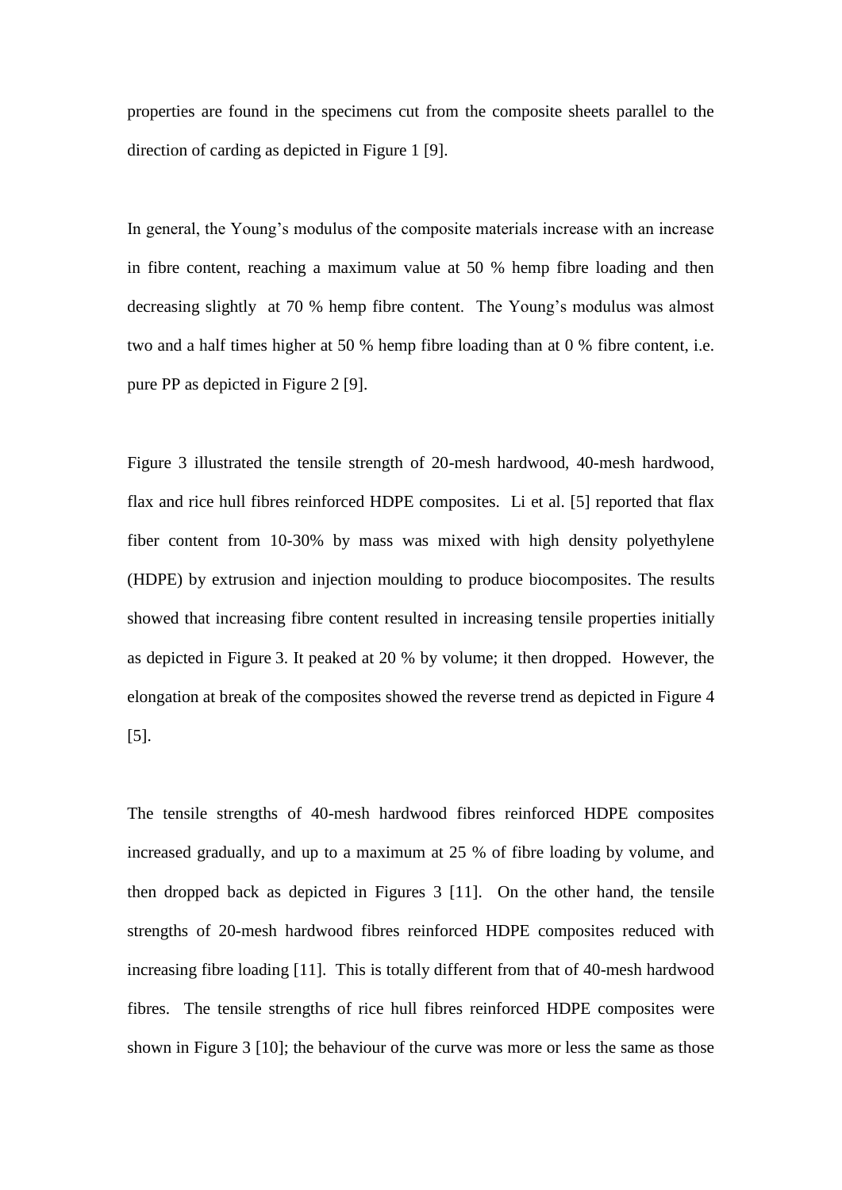properties are found in the specimens cut from the composite sheets parallel to the direction of carding as depicted in Figure 1 [9].

In general, the Young's modulus of the composite materials increase with an increase in fibre content, reaching a maximum value at 50 % hemp fibre loading and then decreasing slightly at 70 % hemp fibre content. The Young's modulus was almost two and a half times higher at 50 % hemp fibre loading than at 0 % fibre content, i.e. pure PP as depicted in Figure 2 [9].

Figure 3 illustrated the tensile strength of 20-mesh hardwood, 40-mesh hardwood, flax and rice hull fibres reinforced HDPE composites. Li et al. [5] reported that flax fiber content from 10-30% by mass was mixed with high density polyethylene (HDPE) by extrusion and injection moulding to produce biocomposites. The results showed that increasing fibre content resulted in increasing tensile properties initially as depicted in Figure 3. It peaked at 20 % by volume; it then dropped. However, the elongation at break of the composites showed the reverse trend as depicted in Figure 4 [5].

The tensile strengths of 40-mesh hardwood fibres reinforced HDPE composites increased gradually, and up to a maximum at 25 % of fibre loading by volume, and then dropped back as depicted in Figures 3 [11]. On the other hand, the tensile strengths of 20-mesh hardwood fibres reinforced HDPE composites reduced with increasing fibre loading [11]. This is totally different from that of 40-mesh hardwood fibres. The tensile strengths of rice hull fibres reinforced HDPE composites were shown in Figure 3 [10]; the behaviour of the curve was more or less the same as those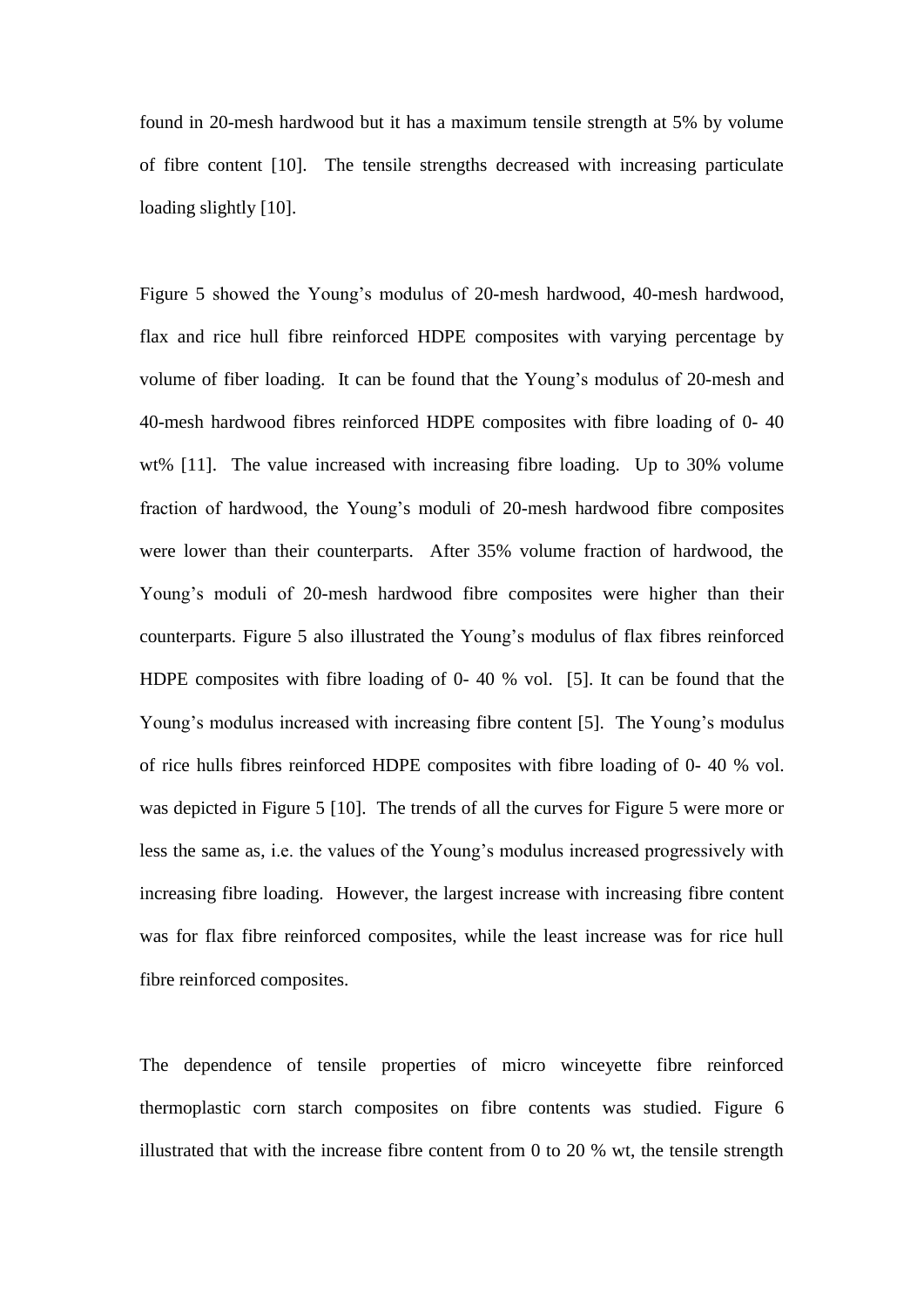found in 20-mesh hardwood but it has a maximum tensile strength at 5% by volume of fibre content [10]. The tensile strengths decreased with increasing particulate loading slightly [10].

Figure 5 showed the Young's modulus of 20-mesh hardwood, 40-mesh hardwood, flax and rice hull fibre reinforced HDPE composites with varying percentage by volume of fiber loading. It can be found that the Young's modulus of 20-mesh and 40-mesh hardwood fibres reinforced HDPE composites with fibre loading of 0- 40 wt% [11]. The value increased with increasing fibre loading. Up to 30% volume fraction of hardwood, the Young's moduli of 20-mesh hardwood fibre composites were lower than their counterparts. After 35% volume fraction of hardwood, the Young's moduli of 20-mesh hardwood fibre composites were higher than their counterparts. Figure 5 also illustrated the Young's modulus of flax fibres reinforced HDPE composites with fibre loading of 0- 40 % vol. [5]. It can be found that the Young's modulus increased with increasing fibre content [5]. The Young's modulus of rice hulls fibres reinforced HDPE composites with fibre loading of 0- 40 % vol. was depicted in Figure 5 [10]. The trends of all the curves for Figure 5 were more or less the same as, i.e. the values of the Young's modulus increased progressively with increasing fibre loading. However, the largest increase with increasing fibre content was for flax fibre reinforced composites, while the least increase was for rice hull fibre reinforced composites.

The dependence of tensile properties of micro winceyette fibre reinforced thermoplastic corn starch composites on fibre contents was studied. Figure 6 illustrated that with the increase fibre content from 0 to 20 % wt, the tensile strength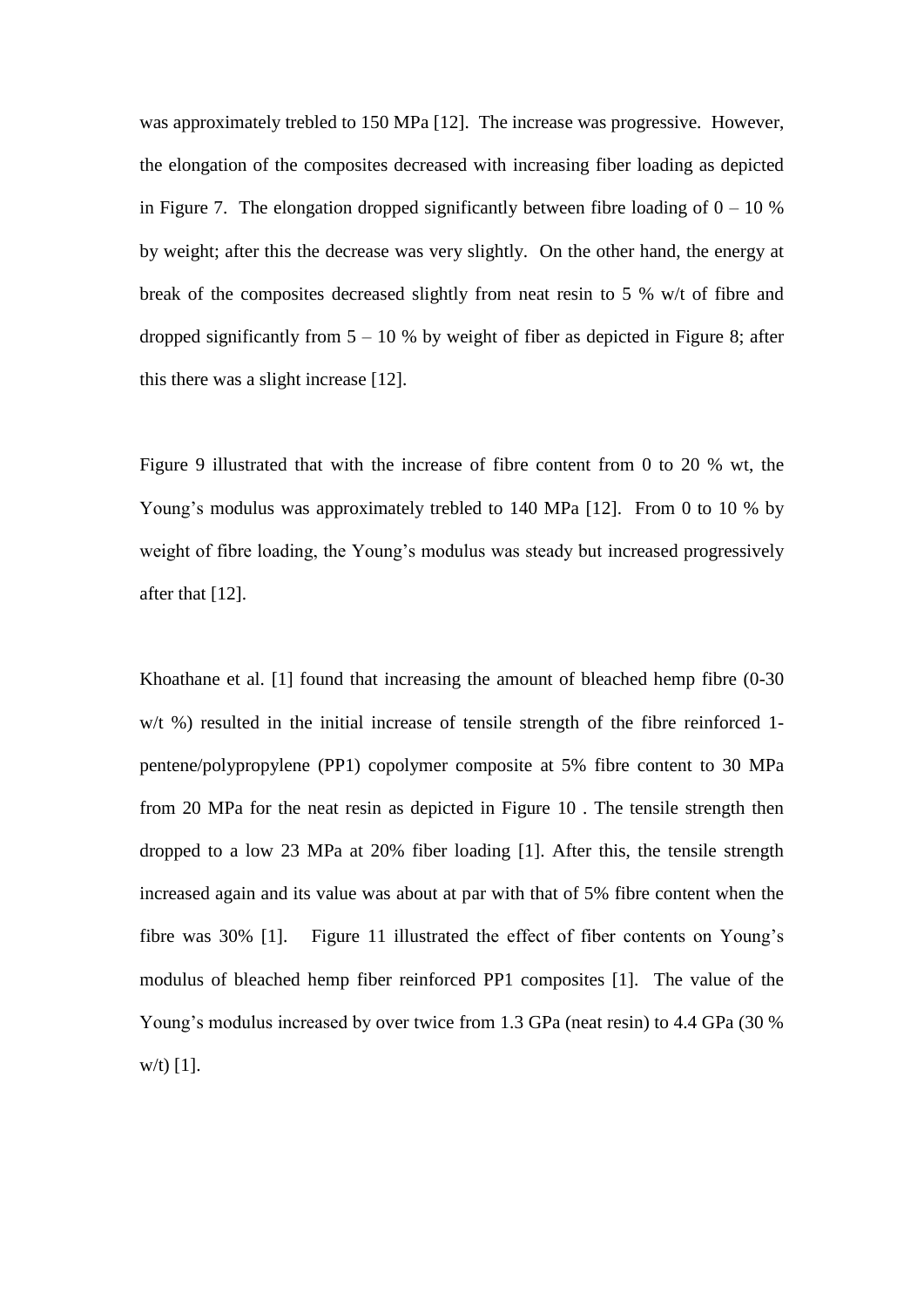was approximately trebled to 150 MPa [12]. The increase was progressive. However, the elongation of the composites decreased with increasing fiber loading as depicted in Figure 7. The elongation dropped significantly between fibre loading of 0 – 10 % by weight; after this the decrease was very slightly. On the other hand, the energy at break of the composites decreased slightly from neat resin to 5 % w/t of fibre and dropped significantly from 5 – 10 % by weight of fiber as depicted in Figure 8; after this there was a slight increase [12].

Figure 9 illustrated that with the increase of fibre content from 0 to 20 % wt, the Young's modulus was approximately trebled to 140 MPa [12]. From 0 to 10 % by weight of fibre loading, the Young's modulus was steady but increased progressively after that [12].

Khoathane et al. [1] found that increasing the amount of bleached hemp fibre (0-30 w/t %) resulted in the initial increase of tensile strength of the fibre reinforced 1-pentene/polypropylene (PP1) copolymer composite at 5% fibre content to 30 MPa from 20 MPa for the neat resin as depicted in Figure 10 . The tensile strength then dropped to a low 23 MPa at 20% fiber loading [1]. After this, the tensile strength increased again and its value was about at par with that of 5% fibre content when the fibre was 30% [1]. Figure 11 illustrated the effect of fiber contents on Young's modulus of bleached hemp fiber reinforced PP1 composites [1]. The value of the Young's modulus increased by over twice from 1.3 GPa (neat resin) to 4.4 GPa (30 % w/t) [1].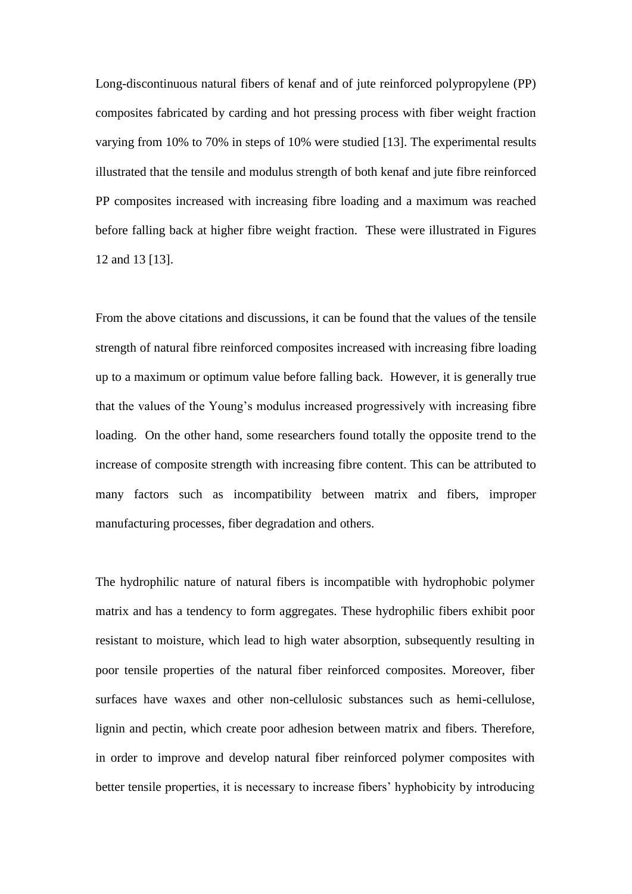Long-discontinuous natural fibers of kenaf and of jute reinforced polypropylene (PP) composites fabricated by carding and hot pressing process with fiber weight fraction varying from 10% to 70% in steps of 10% were studied [13]. The experimental results illustrated that the tensile and modulus strength of both kenaf and jute fibre reinforced PP composites increased with increasing fibre loading and a maximum was reached before falling back at higher fibre weight fraction. These were illustrated in Figures 12 and 13 [13].

From the above citations and discussions, it can be found that the values of the tensile strength of natural fibre reinforced composites increased with increasing fibre loading up to a maximum or optimum value before falling back. However, it is generally true that the values of the Young's modulus increased progressively with increasing fibre loading. On the other hand, some researchers found totally the opposite trend to the increase of composite strength with increasing fibre content. This can be attributed to many factors such as incompatibility between matrix and fibers, improper manufacturing processes, fiber degradation and others.

The hydrophilic nature of natural fibers is incompatible with hydrophobic polymer matrix and has a tendency to form aggregates. These hydrophilic fibers exhibit poor resistant to moisture, which lead to high water absorption, subsequently resulting in poor tensile properties of the natural fiber reinforced composites. Moreover, fiber surfaces have waxes and other non-cellulosic substances such as hemi-cellulose, lignin and pectin, which create poor adhesion between matrix and fibers. Therefore, in order to improve and develop natural fiber reinforced polymer composites with better tensile properties, it is necessary to increase fibers' hyphobicity by introducing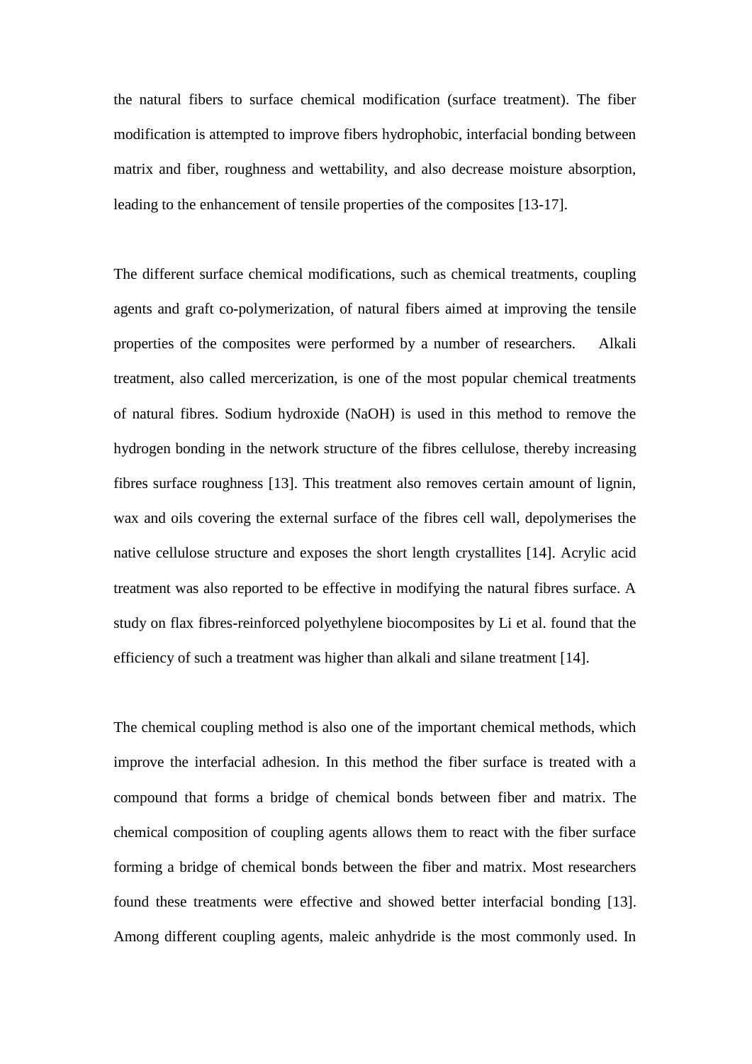the natural fibers to surface chemical modification (surface treatment). The fiber modification is attempted to improve fibers hydrophobic, interfacial bonding between matrix and fiber, roughness and wettability, and also decrease moisture absorption, leading to the enhancement of tensile properties of the composites [13-17].

The different surface chemical modifications, such as chemical treatments, coupling agents and graft co-polymerization, of natural fibers aimed at improving the tensile properties of the composites were performed by a number of researchers. Alkali treatment, also called mercerization, is one of the most popular chemical treatments of natural fibres. Sodium hydroxide (NaOH) is used in this method to remove the hydrogen bonding in the network structure of the fibres cellulose, thereby increasing fibres surface roughness [13]. This treatment also removes certain amount of lignin, wax and oils covering the external surface of the fibres cell wall, depolymerises the native cellulose structure and exposes the short length crystallites [14]. Acrylic acid treatment was also reported to be effective in modifying the natural fibres surface. A study on flax fibres-reinforced polyethylene biocomposites by Li et al. found that the efficiency of such a treatment was higher than alkali and silane treatment [14].

The chemical coupling method is also one of the important chemical methods, which improve the interfacial adhesion. In this method the fiber surface is treated with a compound that forms a bridge of chemical bonds between fiber and matrix. The chemical composition of coupling agents allows them to react with the fiber surface forming a bridge of chemical bonds between the fiber and matrix. Most researchers found these treatments were effective and showed better interfacial bonding [13]. Among different coupling agents, maleic anhydride is the most commonly used. In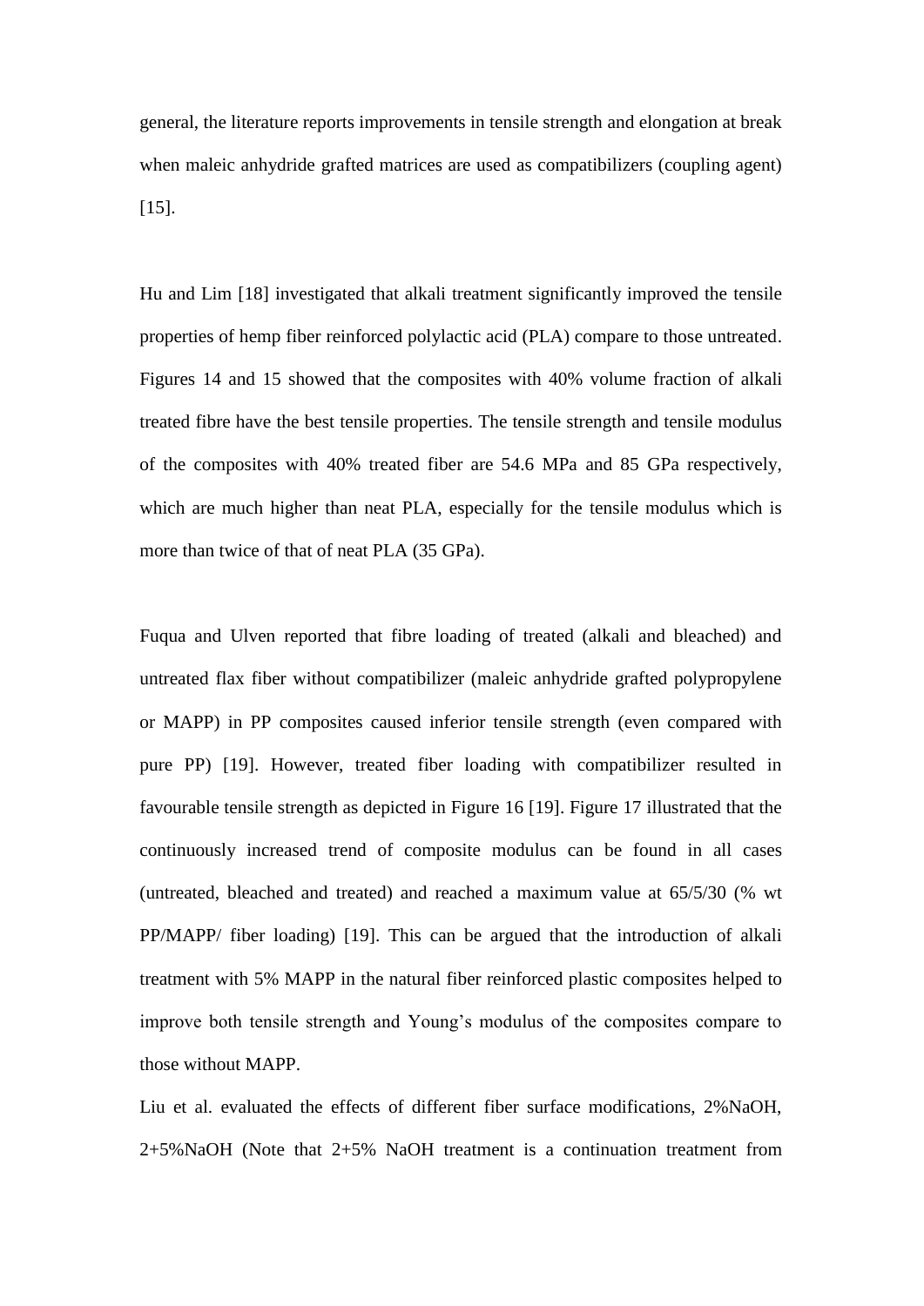general, the literature reports improvements in tensile strength and elongation at break when maleic anhydride grafted matrices are used as compatibilizers (coupling agent) [15].

Hu and Lim [18] investigated that alkali treatment significantly improved the tensile properties of hemp fiber reinforced polylactic acid (PLA) compare to those untreated. Figures 14 and 15 showed that the composites with 40% volume fraction of alkali treated fibre have the best tensile properties. The tensile strength and tensile modulus of the composites with 40% treated fiber are 54.6 MPa and 85 GPa respectively, which are much higher than neat PLA, especially for the tensile modulus which is more than twice of that of neat PLA (35 GPa).

Fuqua and Ulven reported that fibre loading of treated (alkali and bleached) and untreated flax fiber without compatibilizer (maleic anhydride grafted polypropylene or MAPP) in PP composites caused inferior tensile strength (even compared with pure PP) [19]. However, treated fiber loading with compatibilizer resulted in favourable tensile strength as depicted in Figure 16 [19]. Figure 17 illustrated that the continuously increased trend of composite modulus can be found in all cases (untreated, bleached and treated) and reached a maximum value at 65/5/30 (% wt PP/MAPP/ fiber loading) [19]. This can be argued that the introduction of alkali treatment with 5% MAPP in the natural fiber reinforced plastic composites helped to improve both tensile strength and Young's modulus of the composites compare to those without MAPP.

Liu et al. evaluated the effects of different fiber surface modifications, 2%NaOH, 2+5%NaOH (Note that 2+5% NaOH treatment is a continuation treatment from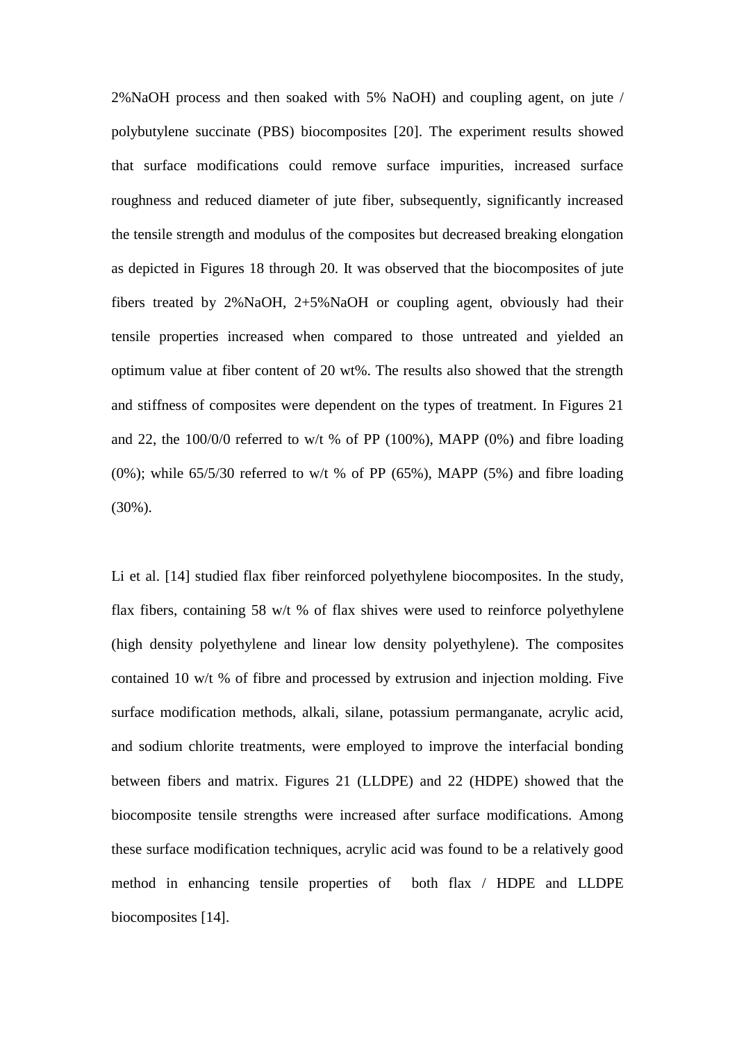2%NaOH process and then soaked with 5% NaOH) and coupling agent, on jute / polybutylene succinate (PBS) biocomposites [20]. The experiment results showed that surface modifications could remove surface impurities, increased surface roughness and reduced diameter of jute fiber, subsequently, significantly increased the tensile strength and modulus of the composites but decreased breaking elongation as depicted in Figures 18 through 20. It was observed that the biocomposites of jute fibers treated by 2%NaOH, 2+5%NaOH or coupling agent, obviously had their tensile properties increased when compared to those untreated and yielded an optimum value at fiber content of 20 wt%. The results also showed that the strength and stiffness of composites were dependent on the types of treatment. In Figures 21 and 22, the 100/0/0 referred to w/t % of PP (100%), MAPP (0%) and fibre loading (0%); while 65/5/30 referred to w/t % of PP (65%), MAPP (5%) and fibre loading (30%).

Li et al. [14] studied flax fiber reinforced polyethylene biocomposites. In the study, flax fibers, containing 58 w/t % of flax shives were used to reinforce polyethylene (high density polyethylene and linear low density polyethylene). The composites contained 10 w/t % of fibre and processed by extrusion and injection molding. Five surface modification methods, alkali, silane, potassium permanganate, acrylic acid, and sodium chlorite treatments, were employed to improve the interfacial bonding between fibers and matrix. Figures 21 (LLDPE) and 22 (HDPE) showed that the biocomposite tensile strengths were increased after surface modifications. Among these surface modification techniques, acrylic acid was found to be a relatively good method in enhancing tensile properties of both flax / HDPE and LLDPE biocomposites [14].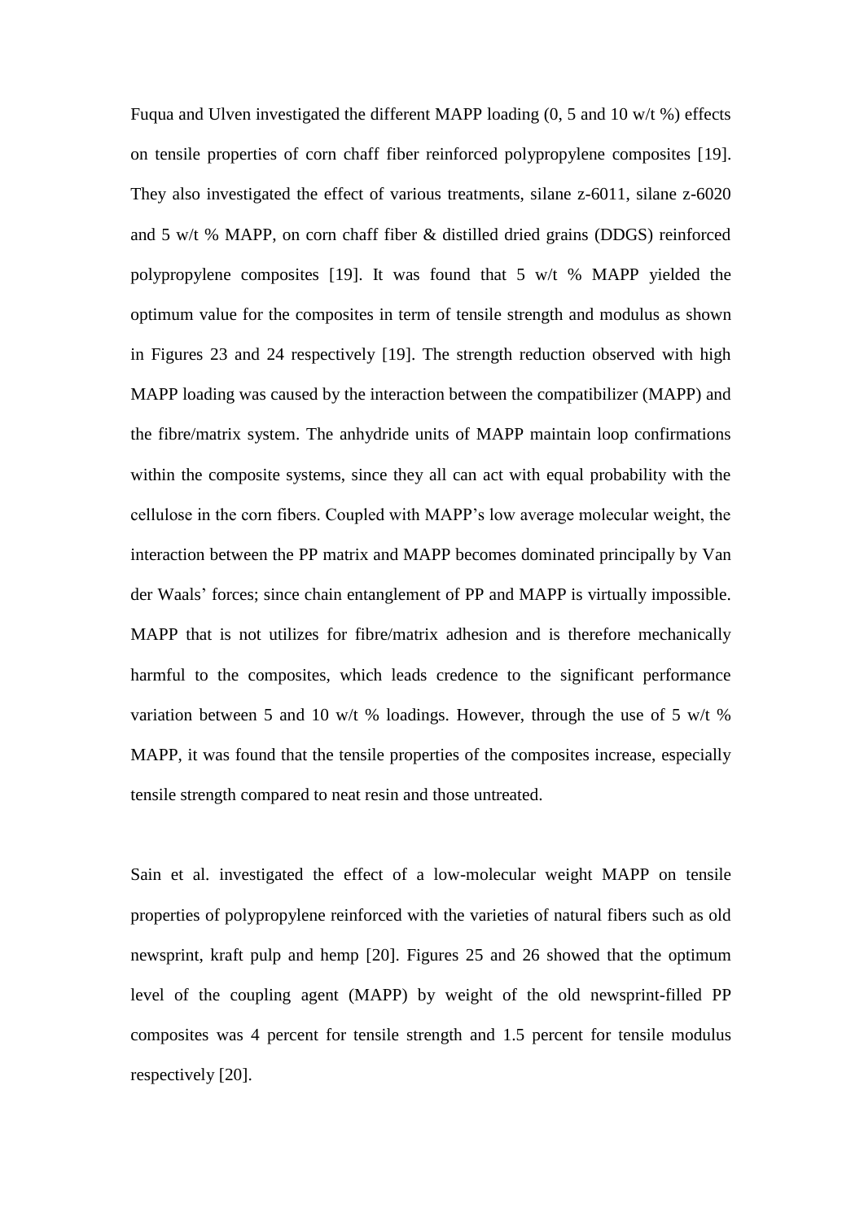Fuqua and Ulven investigated the different MAPP loading (0, 5 and 10 w/t %) effects on tensile properties of corn chaff fiber reinforced polypropylene composites [19]. They also investigated the effect of various treatments, silane z-6011, silane z-6020 and 5 w/t % MAPP, on corn chaff fiber & distilled dried grains (DDGS) reinforced polypropylene composites [19]. It was found that 5 w/t % MAPP yielded the optimum value for the composites in term of tensile strength and modulus as shown in Figures 23 and 24 respectively [19]. The strength reduction observed with high MAPP loading was caused by the interaction between the compatibilizer (MAPP) and the fibre/matrix system. The anhydride units of MAPP maintain loop confirmations within the composite systems, since they all can act with equal probability with the cellulose in the corn fibers. Coupled with MAPP's low average molecular weight, the interaction between the PP matrix and MAPP becomes dominated principally by Van der Waals' forces; since chain entanglement of PP and MAPP is virtually impossible. MAPP that is not utilizes for fibre/matrix adhesion and is therefore mechanically harmful to the composites, which leads credence to the significant performance variation between 5 and 10 w/t % loadings. However, through the use of 5 w/t % MAPP, it was found that the tensile properties of the composites increase, especially tensile strength compared to neat resin and those untreated.

Sain et al. investigated the effect of a low-molecular weight MAPP on tensile properties of polypropylene reinforced with the varieties of natural fibers such as old newsprint, kraft pulp and hemp [20]. Figures 25 and 26 showed that the optimum level of the coupling agent (MAPP) by weight of the old newsprint-filled PP composites was 4 percent for tensile strength and 1.5 percent for tensile modulus respectively [20].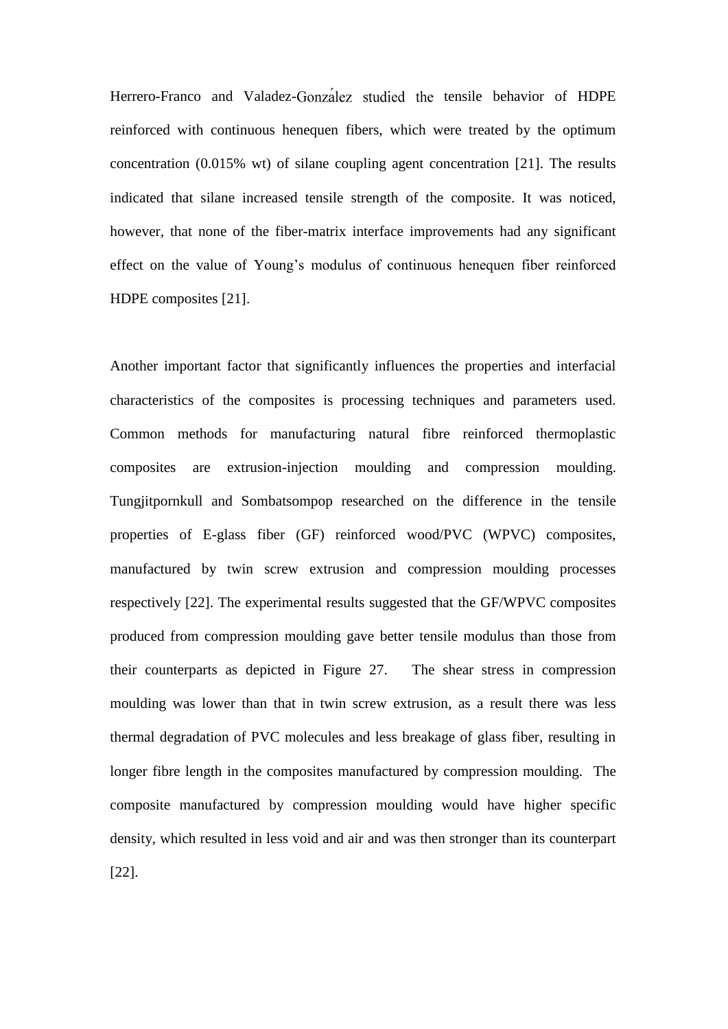Herrero-Franco and Valadez-González studied the tensile behavior of HDPE reinforced with continuous henequen fibers, which were treated by the optimum concentration (0.015% wt) of silane coupling agent concentration [21]. The results indicated that silane increased tensile strength of the composite. It was noticed, however, that none of the fiber-matrix interface improvements had any significant effect on the value of Young's modulus of continuous henequen fiber reinforced HDPE composites [21].

Another important factor that significantly influences the properties and interfacial characteristics of the composites is processing techniques and parameters used. Common methods for manufacturing natural fibre reinforced thermoplastic composites are extrusion-injection moulding and compression moulding. Tungjitpornkull and Sombatsompop researched on the difference in the tensile properties of E-glass fiber (GF) reinforced wood/PVC (WPVC) composites, manufactured by twin screw extrusion and compression moulding processes respectively [22]. The experimental results suggested that the GF/WPVC composites produced from compression moulding gave better tensile modulus than those from their counterparts as depicted in Figure 27. The shear stress in compression moulding was lower than that in twin screw extrusion, as a result there was less thermal degradation of PVC molecules and less breakage of glass fiber, resulting in longer fibre length in the composites manufactured by compression moulding. The composite manufactured by compression moulding would have higher specific density, which resulted in less void and air and was then stronger than its counterpart [22].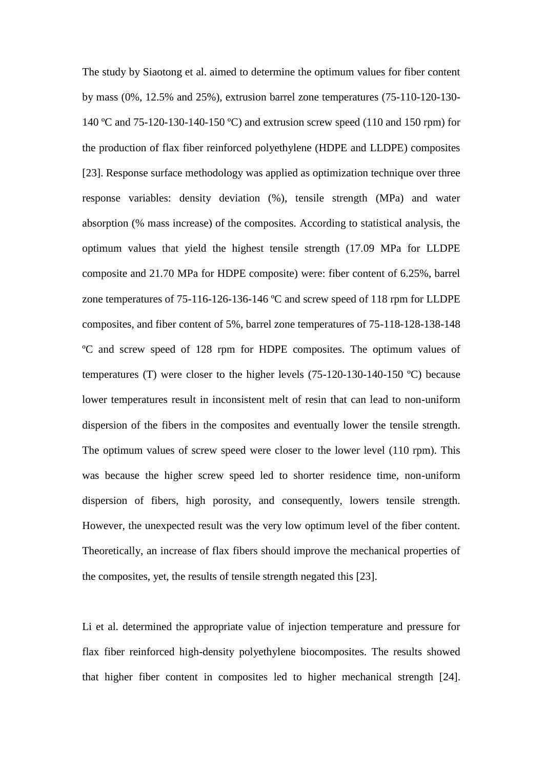The study by Siaotong et al. aimed to determine the optimum values for fiber content by mass (0%, 12.5% and 25%), extrusion barrel zone temperatures (75-110-120-130-140 ºC and 75-120-130-140-150 ºC) and extrusion screw speed (110 and 150 rpm) for the production of flax fiber reinforced polyethylene (HDPE and LLDPE) composites [23]. Response surface methodology was applied as optimization technique over three response variables: density deviation (%), tensile strength (MPa) and water absorption (% mass increase) of the composites. According to statistical analysis, the optimum values that yield the highest tensile strength (17.09 MPa for LLDPE composite and 21.70 MPa for HDPE composite) were: fiber content of 6.25%, barrel zone temperatures of 75-116-126-136-146 ºC and screw speed of 118 rpm for LLDPE composites, and fiber content of 5%, barrel zone temperatures of 75-118-128-138-148 ºC and screw speed of 128 rpm for HDPE composites. The optimum values of temperatures (T) were closer to the higher levels (75-120-130-140-150 ºC) because lower temperatures result in inconsistent melt of resin that can lead to non-uniform dispersion of the fibers in the composites and eventually lower the tensile strength. The optimum values of screw speed were closer to the lower level (110 rpm). This was because the higher screw speed led to shorter residence time, non-uniform dispersion of fibers, high porosity, and consequently, lowers tensile strength. However, the unexpected result was the very low optimum level of the fiber content. Theoretically, an increase of flax fibers should improve the mechanical properties of the composites, yet, the results of tensile strength negated this [23].

Li et al. determined the appropriate value of injection temperature and pressure for flax fiber reinforced high-density polyethylene biocomposites. The results showed that higher fiber content in composites led to higher mechanical strength [24].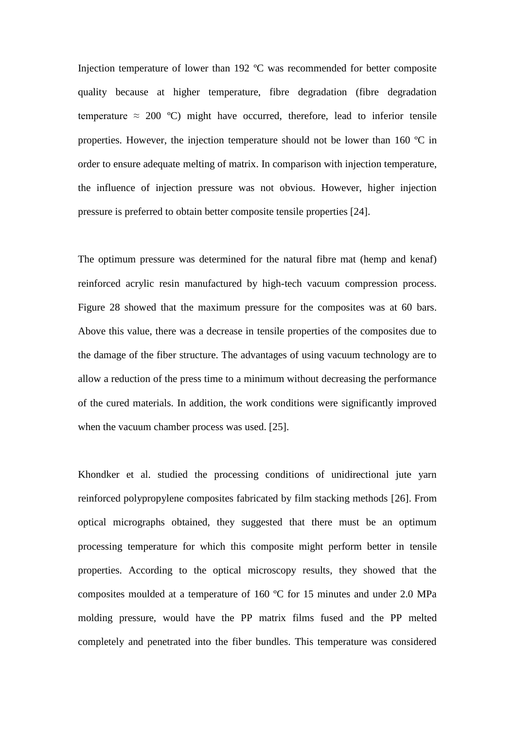Injection temperature of lower than 192 ºC was recommended for better composite quality because at higher temperature, fibre degradation (fibre degradation temperature ≈ 200 ºC) might have occurred, therefore, lead to inferior tensile properties. However, the injection temperature should not be lower than 160 ºC in order to ensure adequate melting of matrix. In comparison with injection temperature, the influence of injection pressure was not obvious. However, higher injection pressure is preferred to obtain better composite tensile properties [24].

The optimum pressure was determined for the natural fibre mat (hemp and kenaf) reinforced acrylic resin manufactured by high-tech vacuum compression process. Figure 28 showed that the maximum pressure for the composites was at 60 bars. Above this value, there was a decrease in tensile properties of the composites due to the damage of the fiber structure. The advantages of using vacuum technology are to allow a reduction of the press time to a minimum without decreasing the performance of the cured materials. In addition, the work conditions were significantly improved when the vacuum chamber process was used. [25].

Khondker et al. studied the processing conditions of unidirectional jute yarn reinforced polypropylene composites fabricated by film stacking methods [26]. From optical micrographs obtained, they suggested that there must be an optimum processing temperature for which this composite might perform better in tensile properties. According to the optical microscopy results, they showed that the composites moulded at a temperature of 160 ºC for 15 minutes and under 2.0 MPa molding pressure, would have the PP matrix films fused and the PP melted completely and penetrated into the fiber bundles. This temperature was considered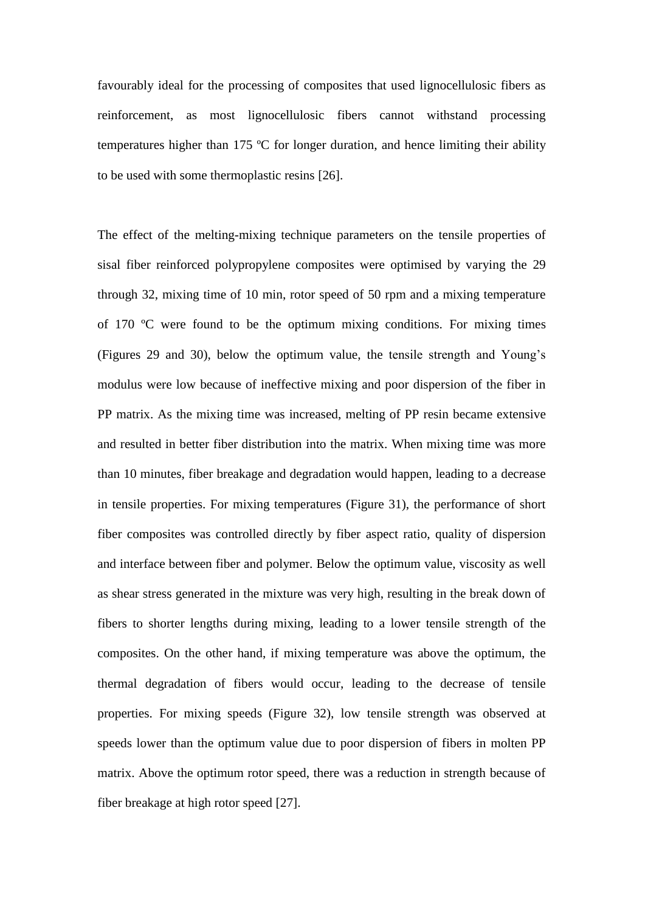favourably ideal for the processing of composites that used lignocellulosic fibers as reinforcement, as most lignocellulosic fibers cannot withstand processing temperatures higher than 175 ºC for longer duration, and hence limiting their ability to be used with some thermoplastic resins [26].

The effect of the melting-mixing technique parameters on the tensile properties of sisal fiber reinforced polypropylene composites were optimised by varying the 29 through 32, mixing time of 10 min, rotor speed of 50 rpm and a mixing temperature of 170 ºC were found to be the optimum mixing conditions. For mixing times (Figures 29 and 30), below the optimum value, the tensile strength and Young's modulus were low because of ineffective mixing and poor dispersion of the fiber in PP matrix. As the mixing time was increased, melting of PP resin became extensive and resulted in better fiber distribution into the matrix. When mixing time was more than 10 minutes, fiber breakage and degradation would happen, leading to a decrease in tensile properties. For mixing temperatures (Figure 31), the performance of short fiber composites was controlled directly by fiber aspect ratio, quality of dispersion and interface between fiber and polymer. Below the optimum value, viscosity as well as shear stress generated in the mixture was very high, resulting in the break down of fibers to shorter lengths during mixing, leading to a lower tensile strength of the composites. On the other hand, if mixing temperature was above the optimum, the thermal degradation of fibers would occur, leading to the decrease of tensile properties. For mixing speeds (Figure 32), low tensile strength was observed at speeds lower than the optimum value due to poor dispersion of fibers in molten PP matrix. Above the optimum rotor speed, there was a reduction in strength because of fiber breakage at high rotor speed [27].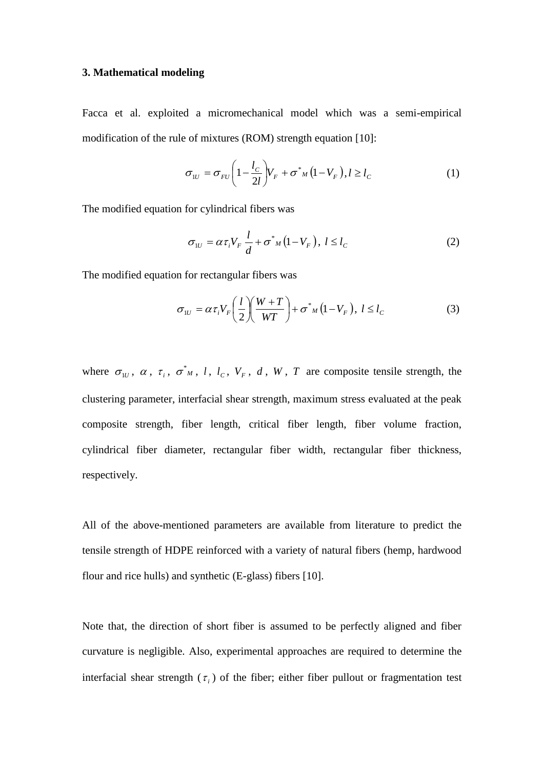### 3. Mathematical modeling

Facca et al. exploited a micromechanical model which was a semi-empirical modification of the rule of mixtures (ROM) strength equation [10]:

$$\sigma_{1U} = \sigma_{FU}\left(1 - \frac{l_C}{2l}\right)V_F + \sigma^*{}_M\left(1 - V_F\right), l \geq l_C \tag{1}$$

The modified equation for cylindrical fibers was

$$\sigma_{1U} = \alpha \tau_i V_F \frac{l}{d} + \sigma^*{}_M\left(1 - V_F\right),\ l \leq l_C \tag{2}$$

The modified equation for rectangular fibers was

$$\sigma_{1U} = \alpha \tau_i V_F \left(\frac{l}{2}\right)\left(\frac{W + T}{WT}\right) + \sigma^*{}_M\left(1 - V_F\right),\ l \leq l_C \tag{3}$$

where $\sigma_{1U}$, $\alpha$, $\tau_i$, $\sigma^*{}_M$, $l$, $l_C$, $V_F$, $d$, $W$, $T$ are composite tensile strength, the clustering parameter, interfacial shear strength, maximum stress evaluated at the peak composite strength, fiber length, critical fiber length, fiber volume fraction, cylindrical fiber diameter, rectangular fiber width, rectangular fiber thickness, respectively.

All of the above-mentioned parameters are available from literature to predict the tensile strength of HDPE reinforced with a variety of natural fibers (hemp, hardwood flour and rice hulls) and synthetic (E-glass) fibers [10].

Note that, the direction of short fiber is assumed to be perfectly aligned and fiber curvature is negligible. Also, experimental approaches are required to determine the interfacial shear strength ($\tau_i$) of the fiber; either fiber pullout or fragmentation test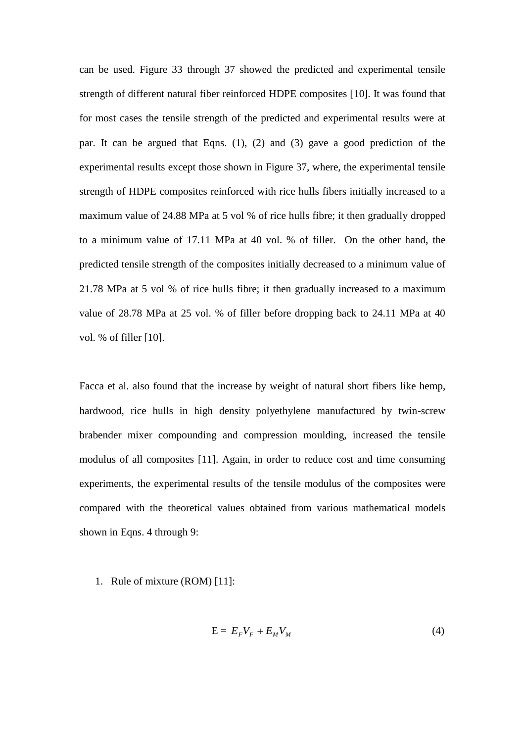can be used. Figure 33 through 37 showed the predicted and experimental tensile strength of different natural fiber reinforced HDPE composites [10]. It was found that for most cases the tensile strength of the predicted and experimental results were at par. It can be argued that Eqns. (1), (2) and (3) gave a good prediction of the experimental results except those shown in Figure 37, where, the experimental tensile strength of HDPE composites reinforced with rice hulls fibers initially increased to a maximum value of 24.88 MPa at 5 vol % of rice hulls fibre; it then gradually dropped to a minimum value of 17.11 MPa at 40 vol. % of filler. On the other hand, the predicted tensile strength of the composites initially decreased to a minimum value of 21.78 MPa at 5 vol % of rice hulls fibre; it then gradually increased to a maximum value of 28.78 MPa at 25 vol. % of filler before dropping back to 24.11 MPa at 40 vol. % of filler [10].

Facca et al. also found that the increase by weight of natural short fibers like hemp, hardwood, rice hulls in high density polyethylene manufactured by twin-screw brabender mixer compounding and compression moulding, increased the tensile modulus of all composites [11]. Again, in order to reduce cost and time consuming experiments, the experimental results of the tensile modulus of the composites were compared with the theoretical values obtained from various mathematical models shown in Eqns. 4 through 9:

1. Rule of mixture (ROM) [11]:

$$\mathrm{E} = E_F V_F + E_M V_M \tag{4}$$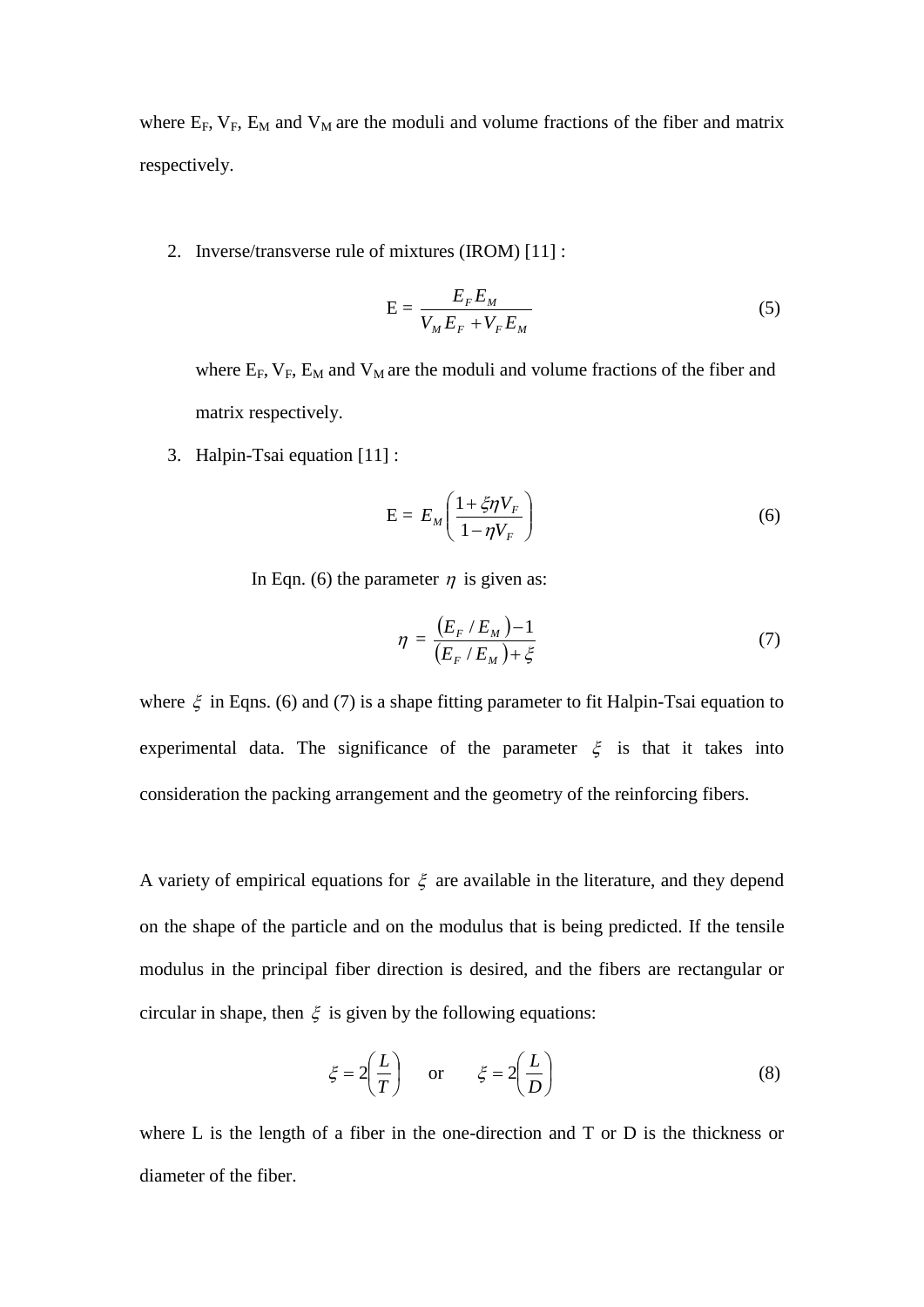where $E_F$, $V_F$, $E_M$ and $V_M$ are the moduli and volume fractions of the fiber and matrix respectively.

2. Inverse/transverse rule of mixtures (IROM) [11] :

$$\text{E} = \frac{E_F E_M}{V_M E_F + V_F E_M} \tag{5}$$

   where $E_F$, $V_F$, $E_M$ and $V_M$ are the moduli and volume fractions of the fiber and matrix respectively.

3. Halpin-Tsai equation [11] :

$$\text{E} = E_M \left( \frac{1 + \xi \eta V_F}{1 - \eta V_F} \right) \tag{6}$$

In Eqn. (6) the parameter $\eta$ is given as:

$$\eta = \frac{(E_F / E_M) - 1}{(E_F / E_M) + \xi} \tag{7}$$

where $\xi$ in Eqns. (6) and (7) is a shape fitting parameter to fit Halpin-Tsai equation to experimental data. The significance of the parameter $\xi$ is that it takes into consideration the packing arrangement and the geometry of the reinforcing fibers.

A variety of empirical equations for $\xi$ are available in the literature, and they depend on the shape of the particle and on the modulus that is being predicted. If the tensile modulus in the principal fiber direction is desired, and the fibers are rectangular or circular in shape, then $\xi$ is given by the following equations:

$$\xi = 2\left(\frac{L}{T}\right) \quad \text{or} \quad \xi = 2\left(\frac{L}{D}\right) \tag{8}$$

where L is the length of a fiber in the one-direction and T or D is the thickness or diameter of the fiber.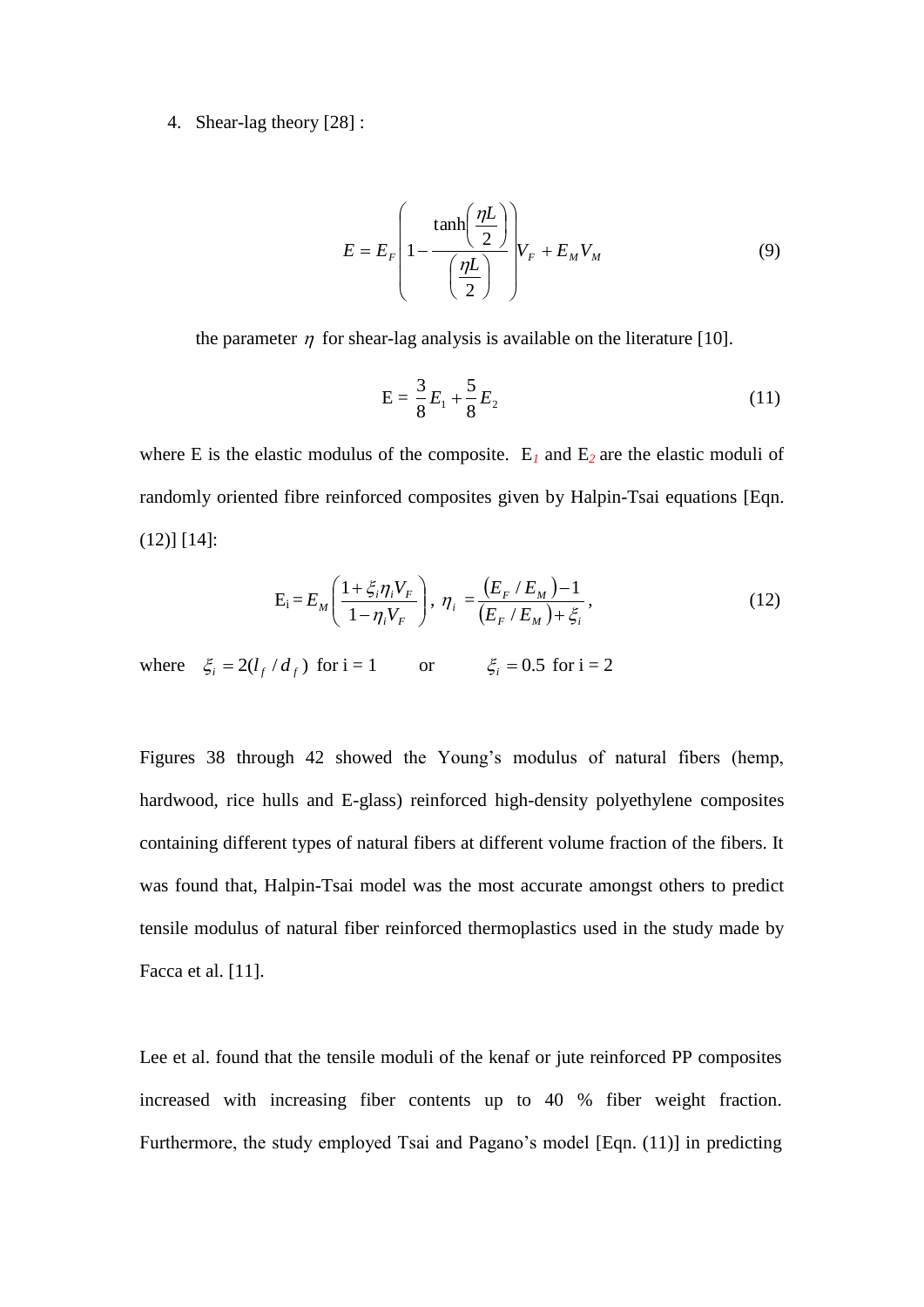4. Shear-lag theory [28] :

$$E = E_F\left(1 - \frac{\tanh\left(\frac{\eta L}{2}\right)}{\left(\frac{\eta L}{2}\right)}\right)V_F + E_M V_M \tag{9}$$

the parameter $\eta$ for shear-lag analysis is available on the literature [10].

$$\text{E} = \frac{3}{8}E_1 + \frac{5}{8}E_2 \tag{11}$$

where E is the elastic modulus of the composite. $E_1$ and $E_2$ are the elastic moduli of randomly oriented fibre reinforced composites given by Halpin-Tsai equations [Eqn. (12)] [14]:

$$\text{E}_\text{i} = E_M\left(\frac{1+\xi_i\eta_i V_F}{1-\eta_i V_F}\right),\ \eta_i = \frac{(E_F/E_M)-1}{(E_F/E_M)+\xi_i}, \tag{12}$$

where $\xi_i = 2(l_f/d_f)$ for i = 1 or $\xi_i = 0.5$ for i = 2

Figures 38 through 42 showed the Young's modulus of natural fibers (hemp, hardwood, rice hulls and E-glass) reinforced high-density polyethylene composites containing different types of natural fibers at different volume fraction of the fibers. It was found that, Halpin-Tsai model was the most accurate amongst others to predict tensile modulus of natural fiber reinforced thermoplastics used in the study made by Facca et al. [11].

Lee et al. found that the tensile moduli of the kenaf or jute reinforced PP composites increased with increasing fiber contents up to 40 % fiber weight fraction. Furthermore, the study employed Tsai and Pagano's model [Eqn. (11)] in predicting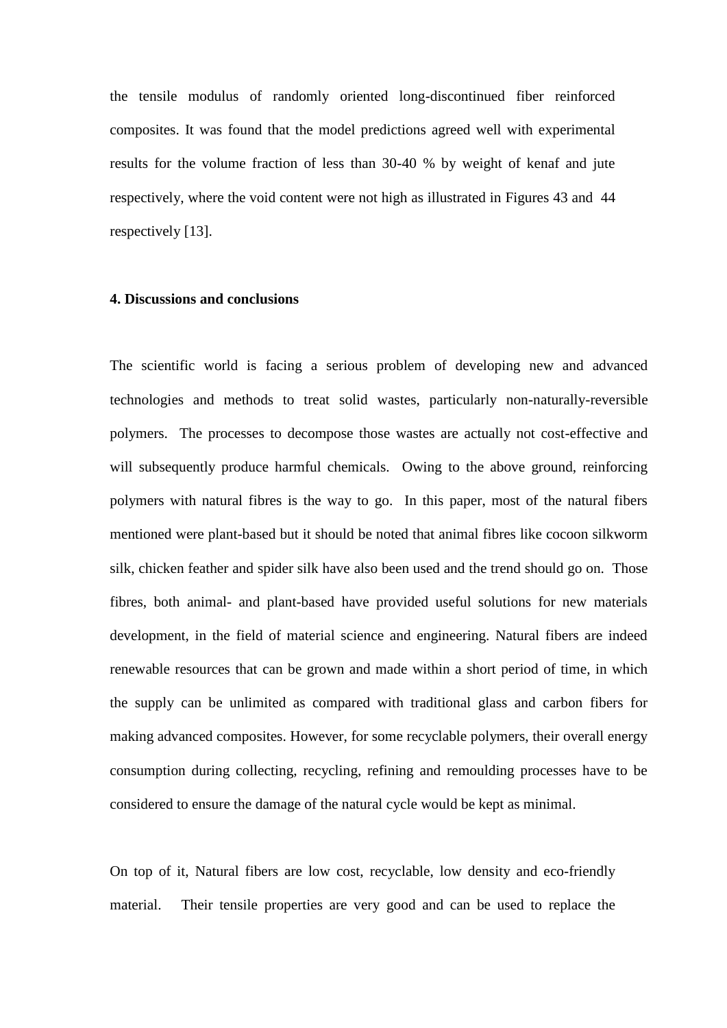the tensile modulus of randomly oriented long-discontinued fiber reinforced composites. It was found that the model predictions agreed well with experimental results for the volume fraction of less than 30-40 % by weight of kenaf and jute respectively, where the void content were not high as illustrated in Figures 43 and 44 respectively [13].

## 4. Discussions and conclusions

The scientific world is facing a serious problem of developing new and advanced technologies and methods to treat solid wastes, particularly non-naturally-reversible polymers. The processes to decompose those wastes are actually not cost-effective and will subsequently produce harmful chemicals. Owing to the above ground, reinforcing polymers with natural fibres is the way to go. In this paper, most of the natural fibers mentioned were plant-based but it should be noted that animal fibres like cocoon silkworm silk, chicken feather and spider silk have also been used and the trend should go on. Those fibres, both animal- and plant-based have provided useful solutions for new materials development, in the field of material science and engineering. Natural fibers are indeed renewable resources that can be grown and made within a short period of time, in which the supply can be unlimited as compared with traditional glass and carbon fibers for making advanced composites. However, for some recyclable polymers, their overall energy consumption during collecting, recycling, refining and remoulding processes have to be considered to ensure the damage of the natural cycle would be kept as minimal.

On top of it, Natural fibers are low cost, recyclable, low density and eco-friendly material. Their tensile properties are very good and can be used to replace the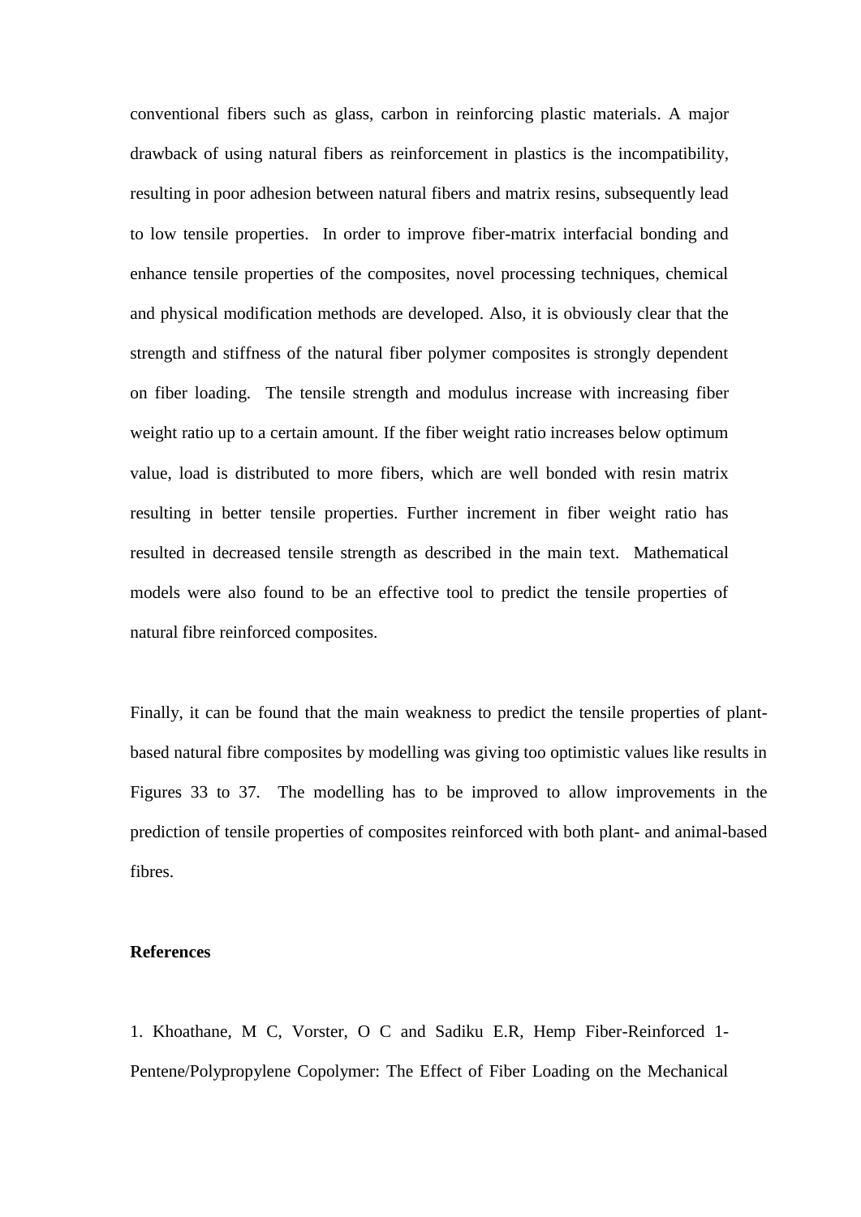conventional fibers such as glass, carbon in reinforcing plastic materials. A major drawback of using natural fibers as reinforcement in plastics is the incompatibility, resulting in poor adhesion between natural fibers and matrix resins, subsequently lead to low tensile properties. In order to improve fiber-matrix interfacial bonding and enhance tensile properties of the composites, novel processing techniques, chemical and physical modification methods are developed. Also, it is obviously clear that the strength and stiffness of the natural fiber polymer composites is strongly dependent on fiber loading. The tensile strength and modulus increase with increasing fiber weight ratio up to a certain amount. If the fiber weight ratio increases below optimum value, load is distributed to more fibers, which are well bonded with resin matrix resulting in better tensile properties. Further increment in fiber weight ratio has resulted in decreased tensile strength as described in the main text. Mathematical models were also found to be an effective tool to predict the tensile properties of natural fibre reinforced composites.

Finally, it can be found that the main weakness to predict the tensile properties of plant-based natural fibre composites by modelling was giving too optimistic values like results in Figures 33 to 37. The modelling has to be improved to allow improvements in the prediction of tensile properties of composites reinforced with both plant- and animal-based fibres.

**References**

1. Khoathane, M C, Vorster, O C and Sadiku E.R, Hemp Fiber-Reinforced 1-Pentene/Polypropylene Copolymer: The Effect of Fiber Loading on the Mechanical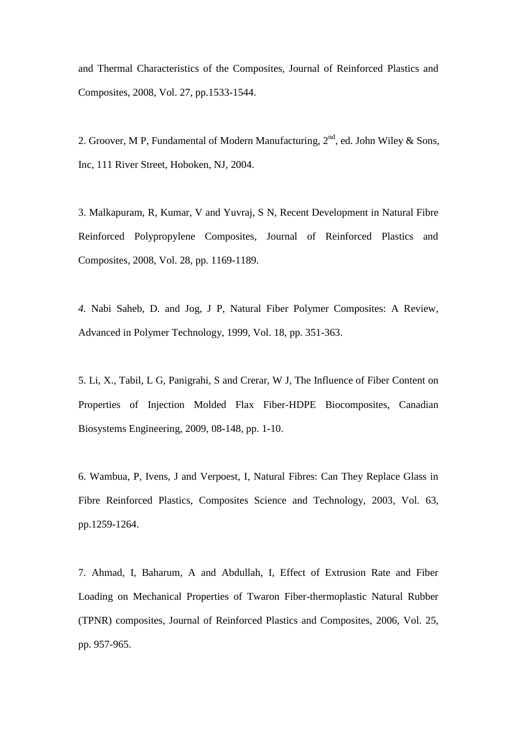and Thermal Characteristics of the Composites, Journal of Reinforced Plastics and Composites, 2008, Vol. 27, pp.1533-1544.

2. Groover, M P, Fundamental of Modern Manufacturing, 2nd, ed. John Wiley & Sons, Inc, 111 River Street, Hoboken, NJ, 2004.

3. Malkapuram, R, Kumar, V and Yuvraj, S N, Recent Development in Natural Fibre Reinforced Polypropylene Composites, Journal of Reinforced Plastics and Composites, 2008, Vol. 28, pp. 1169-1189.

*4.* Nabi Saheb, D. and Jog, J P, Natural Fiber Polymer Composites: A Review, Advanced in Polymer Technology, 1999, Vol. 18, pp. 351-363.

5. Li, X., Tabil, L G, Panigrahi, S and Crerar, W J, The Influence of Fiber Content on Properties of Injection Molded Flax Fiber-HDPE Biocomposites, Canadian Biosystems Engineering, 2009, 08-148, pp. 1-10.

6. Wambua, P, Ivens, J and Verpoest, I, Natural Fibres: Can They Replace Glass in Fibre Reinforced Plastics, Composites Science and Technology, 2003, Vol. 63, pp.1259-1264.

7. Ahmad, I, Baharum, A and Abdullah, I, Effect of Extrusion Rate and Fiber Loading on Mechanical Properties of Twaron Fiber-thermoplastic Natural Rubber (TPNR) composites, Journal of Reinforced Plastics and Composites, 2006, Vol. 25, pp. 957-965.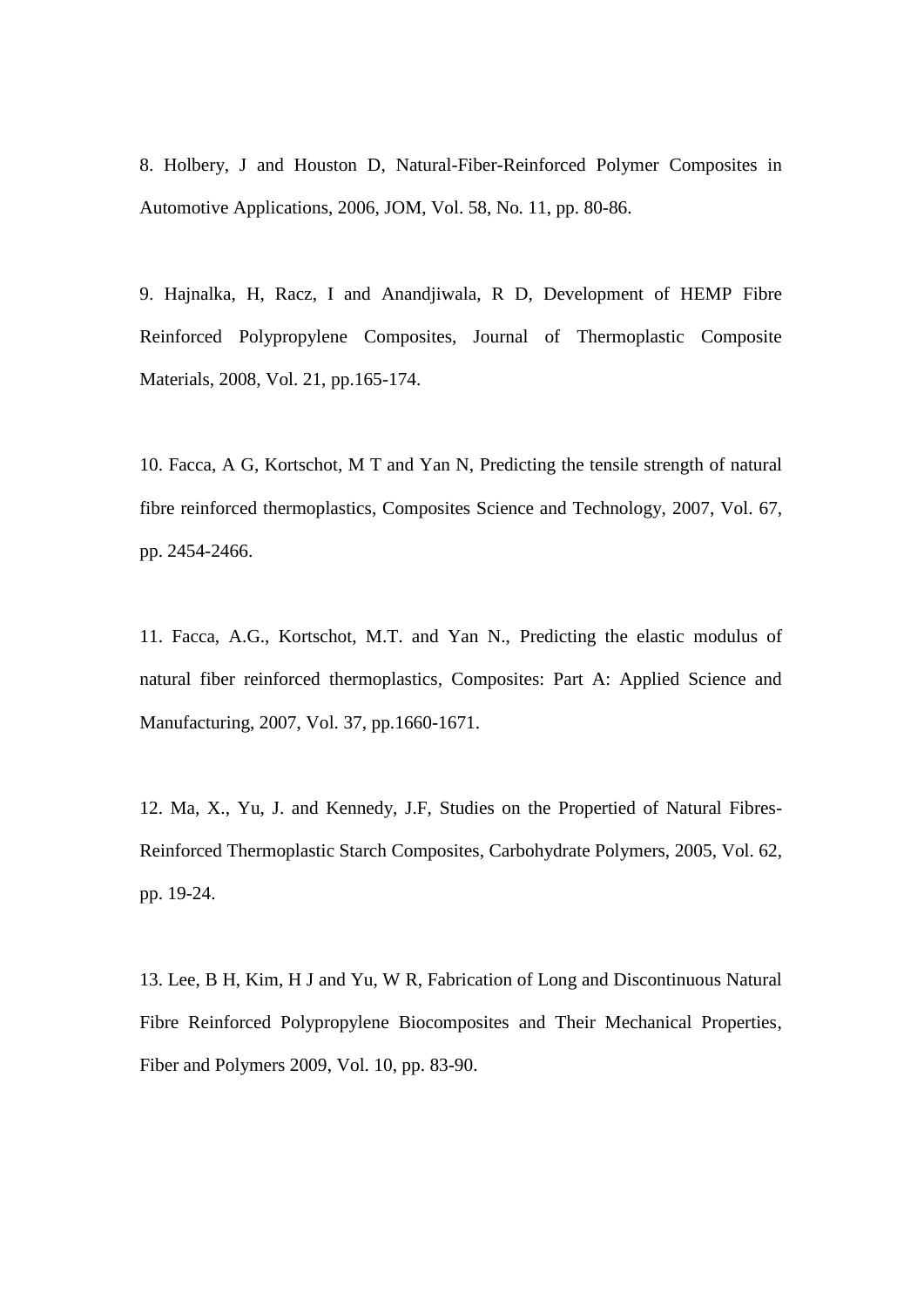8. Holbery, J and Houston D, Natural-Fiber-Reinforced Polymer Composites in Automotive Applications, 2006, JOM, Vol. 58, No. 11, pp. 80-86.

9. Hajnalka, H, Racz, I and Anandjiwala, R D, Development of HEMP Fibre Reinforced Polypropylene Composites, Journal of Thermoplastic Composite Materials, 2008, Vol. 21, pp.165-174.

10. Facca, A G, Kortschot, M T and Yan N, Predicting the tensile strength of natural fibre reinforced thermoplastics, Composites Science and Technology, 2007, Vol. 67, pp. 2454-2466.

11. Facca, A.G., Kortschot, M.T. and Yan N., Predicting the elastic modulus of natural fiber reinforced thermoplastics, Composites: Part A: Applied Science and Manufacturing, 2007, Vol. 37, pp.1660-1671.

12. Ma, X., Yu, J. and Kennedy, J.F, Studies on the Propertied of Natural Fibres-Reinforced Thermoplastic Starch Composites, Carbohydrate Polymers, 2005, Vol. 62, pp. 19-24.

13. Lee, B H, Kim, H J and Yu, W R, Fabrication of Long and Discontinuous Natural Fibre Reinforced Polypropylene Biocomposites and Their Mechanical Properties, Fiber and Polymers 2009, Vol. 10, pp. 83-90.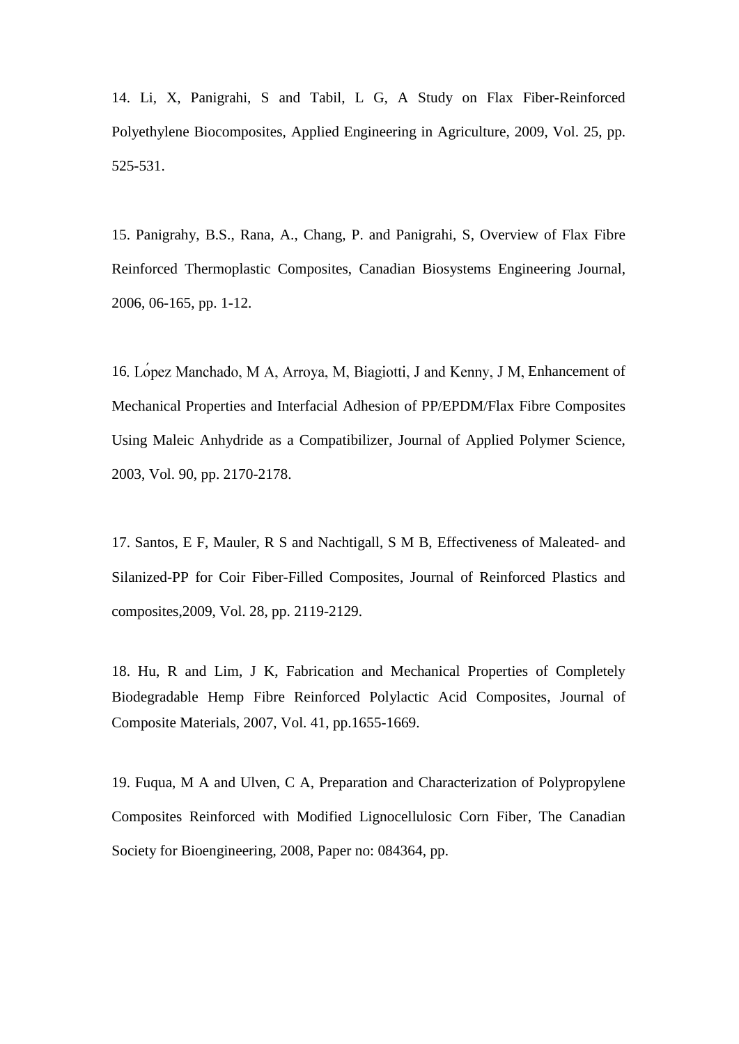14. Li, X, Panigrahi, S and Tabil, L G, A Study on Flax Fiber-Reinforced Polyethylene Biocomposites, Applied Engineering in Agriculture, 2009, Vol. 25, pp. 525-531.

15. Panigrahy, B.S., Rana, A., Chang, P. and Panigrahi, S, Overview of Flax Fibre Reinforced Thermoplastic Composites, Canadian Biosystems Engineering Journal, 2006, 06-165, pp. 1-12.

16. López Manchado, M A, Arroya, M, Biagiotti, J and Kenny, J M, Enhancement of Mechanical Properties and Interfacial Adhesion of PP/EPDM/Flax Fibre Composites Using Maleic Anhydride as a Compatibilizer, Journal of Applied Polymer Science, 2003, Vol. 90, pp. 2170-2178.

17. Santos, E F, Mauler, R S and Nachtigall, S M B, Effectiveness of Maleated- and Silanized-PP for Coir Fiber-Filled Composites, Journal of Reinforced Plastics and composites,2009, Vol. 28, pp. 2119-2129.

18. Hu, R and Lim, J K, Fabrication and Mechanical Properties of Completely Biodegradable Hemp Fibre Reinforced Polylactic Acid Composites, Journal of Composite Materials, 2007, Vol. 41, pp.1655-1669.

19. Fuqua, M A and Ulven, C A, Preparation and Characterization of Polypropylene Composites Reinforced with Modified Lignocellulosic Corn Fiber, The Canadian Society for Bioengineering, 2008, Paper no: 084364, pp.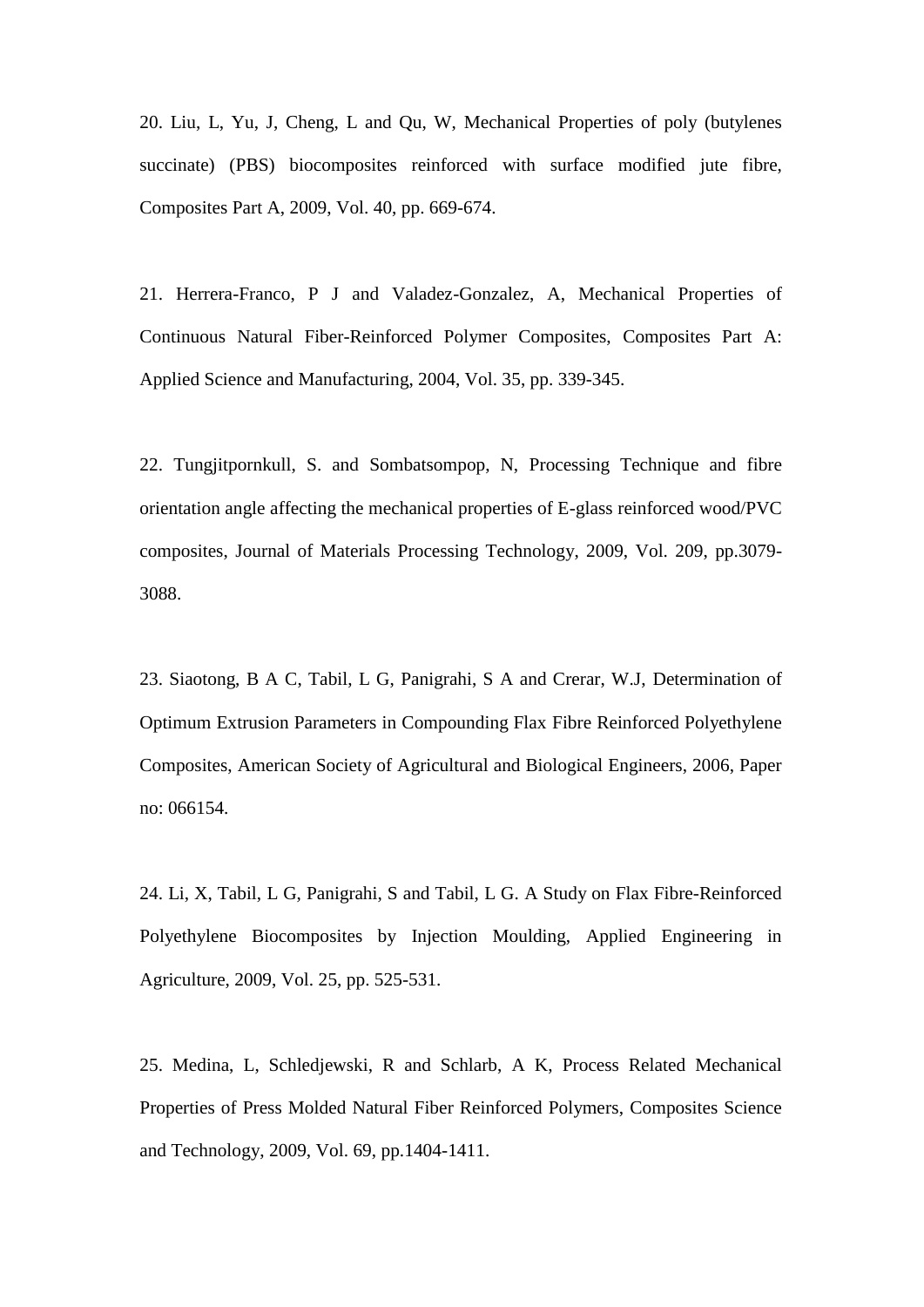20. Liu, L, Yu, J, Cheng, L and Qu, W, Mechanical Properties of poly (butylenes succinate) (PBS) biocomposites reinforced with surface modified jute fibre, Composites Part A, 2009, Vol. 40, pp. 669-674.

21. Herrera-Franco, P J and Valadez-Gonzalez, A, Mechanical Properties of Continuous Natural Fiber-Reinforced Polymer Composites, Composites Part A: Applied Science and Manufacturing, 2004, Vol. 35, pp. 339-345.

22. Tungjitpornkull, S. and Sombatsompop, N, Processing Technique and fibre orientation angle affecting the mechanical properties of E-glass reinforced wood/PVC composites, Journal of Materials Processing Technology, 2009, Vol. 209, pp.3079-3088.

23. Siaotong, B A C, Tabil, L G, Panigrahi, S A and Crerar, W.J, Determination of Optimum Extrusion Parameters in Compounding Flax Fibre Reinforced Polyethylene Composites, American Society of Agricultural and Biological Engineers, 2006, Paper no: 066154.

24. Li, X, Tabil, L G, Panigrahi, S and Tabil, L G. A Study on Flax Fibre-Reinforced Polyethylene Biocomposites by Injection Moulding, Applied Engineering in Agriculture, 2009, Vol. 25, pp. 525-531.

25. Medina, L, Schledjewski, R and Schlarb, A K, Process Related Mechanical Properties of Press Molded Natural Fiber Reinforced Polymers, Composites Science and Technology, 2009, Vol. 69, pp.1404-1411.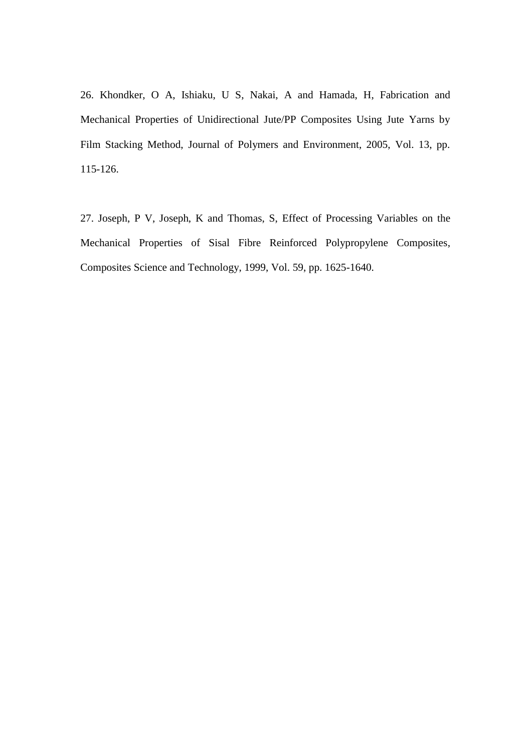26. Khondker, O A, Ishiaku, U S, Nakai, A and Hamada, H, Fabrication and Mechanical Properties of Unidirectional Jute/PP Composites Using Jute Yarns by Film Stacking Method, Journal of Polymers and Environment, 2005, Vol. 13, pp. 115-126.

27. Joseph, P V, Joseph, K and Thomas, S, Effect of Processing Variables on the Mechanical Properties of Sisal Fibre Reinforced Polypropylene Composites, Composites Science and Technology, 1999, Vol. 59, pp. 1625-1640.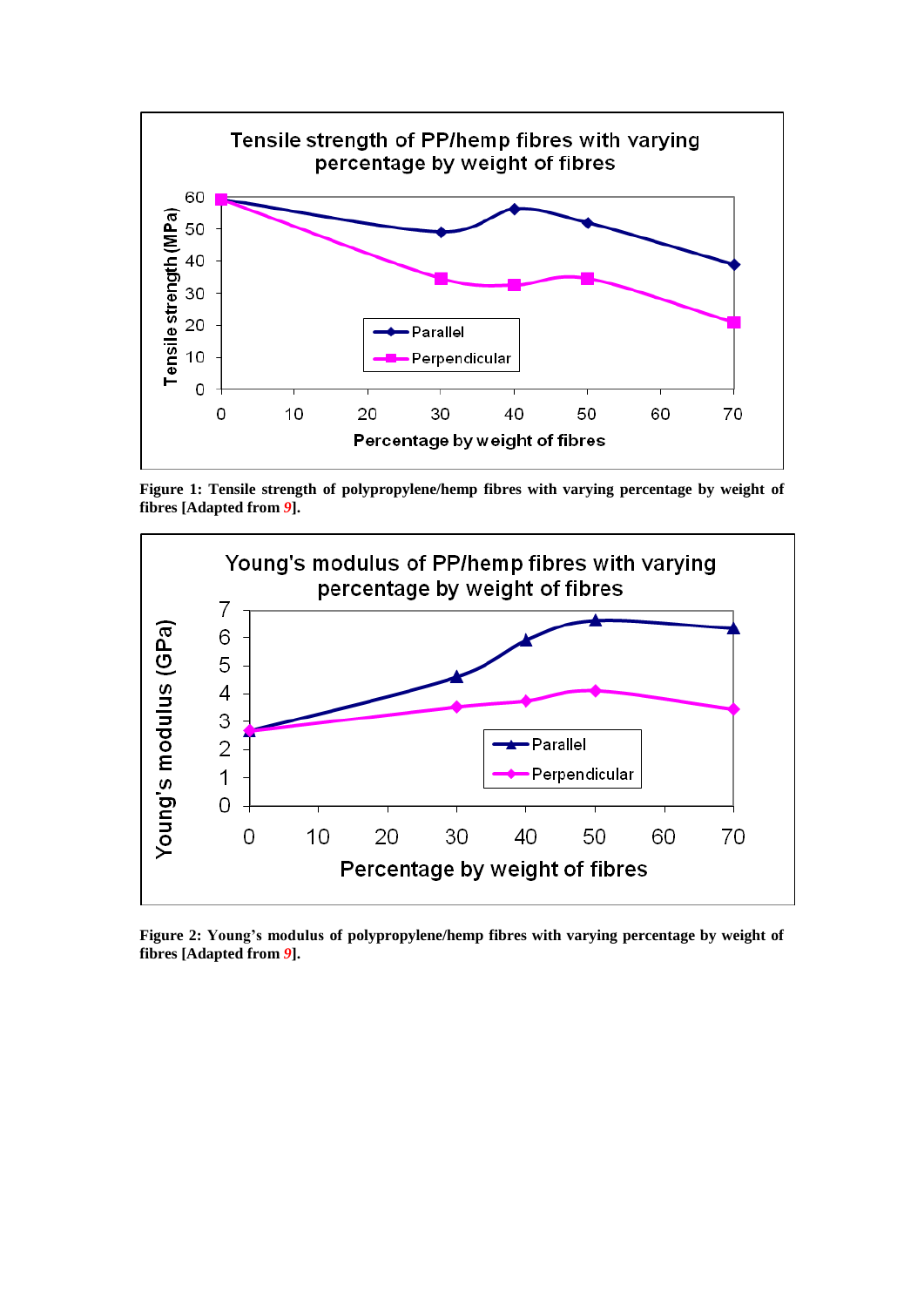**Figure 1: Tensile strength of polypropylene/hemp fibres with varying percentage by weight of fibres [Adapted from 9].**

**Figure 2: Young's modulus of polypropylene/hemp fibres with varying percentage by weight of fibres [Adapted from 9].**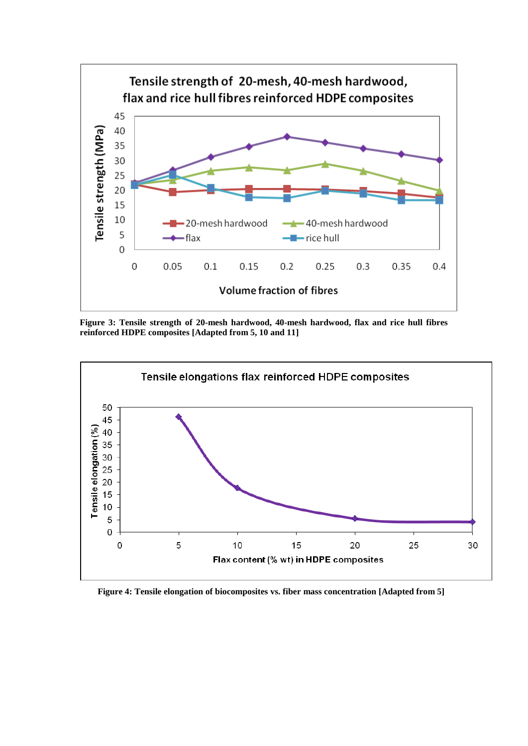Figure 3: Tensile strength of 20-mesh hardwood, 40-mesh hardwood, flax and rice hull fibres reinforced HDPE composites [Adapted from 5, 10 and 11]

Figure 4: Tensile elongation of biocomposites vs. fiber mass concentration [Adapted from 5]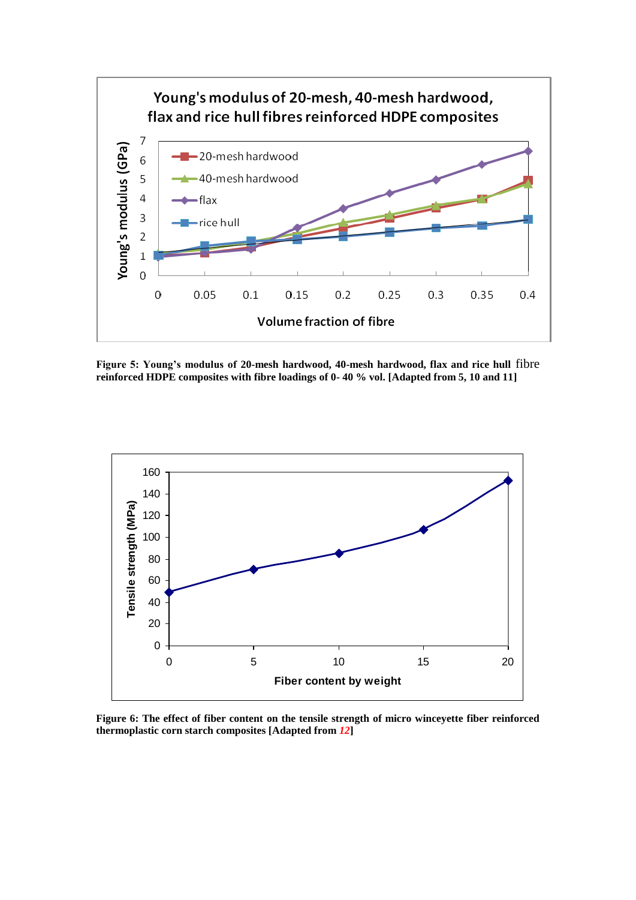**Figure 5: Young's modulus of 20-mesh hardwood, 40-mesh hardwood, flax and rice hull fibre reinforced HDPE composites with fibre loadings of 0- 40 % vol. [Adapted from 5, 10 and 11]**

**Figure 6: The effect of fiber content on the tensile strength of micro winceyette fiber reinforced thermoplastic corn starch composites [Adapted from *12*]**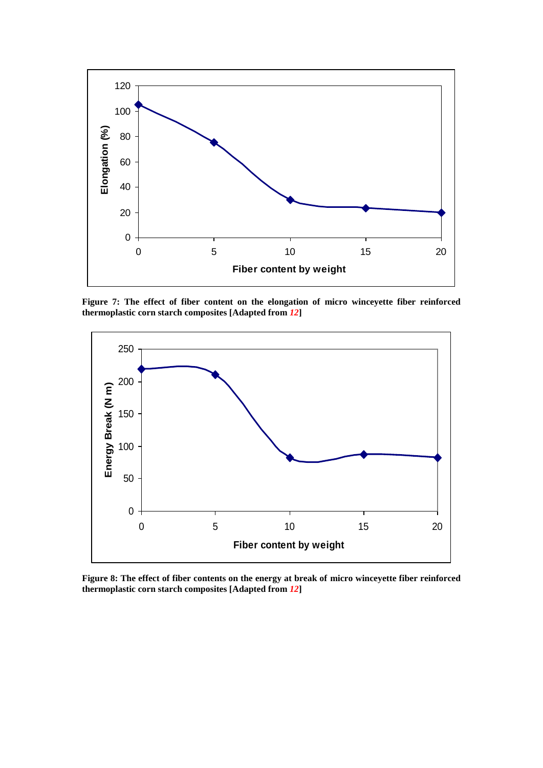**Figure 7: The effect of fiber content on the elongation of micro winceyette fiber reinforced thermoplastic corn starch composites [Adapted from *12*]**

**Figure 8: The effect of fiber contents on the energy at break of micro winceyette fiber reinforced thermoplastic corn starch composites [Adapted from *12*]**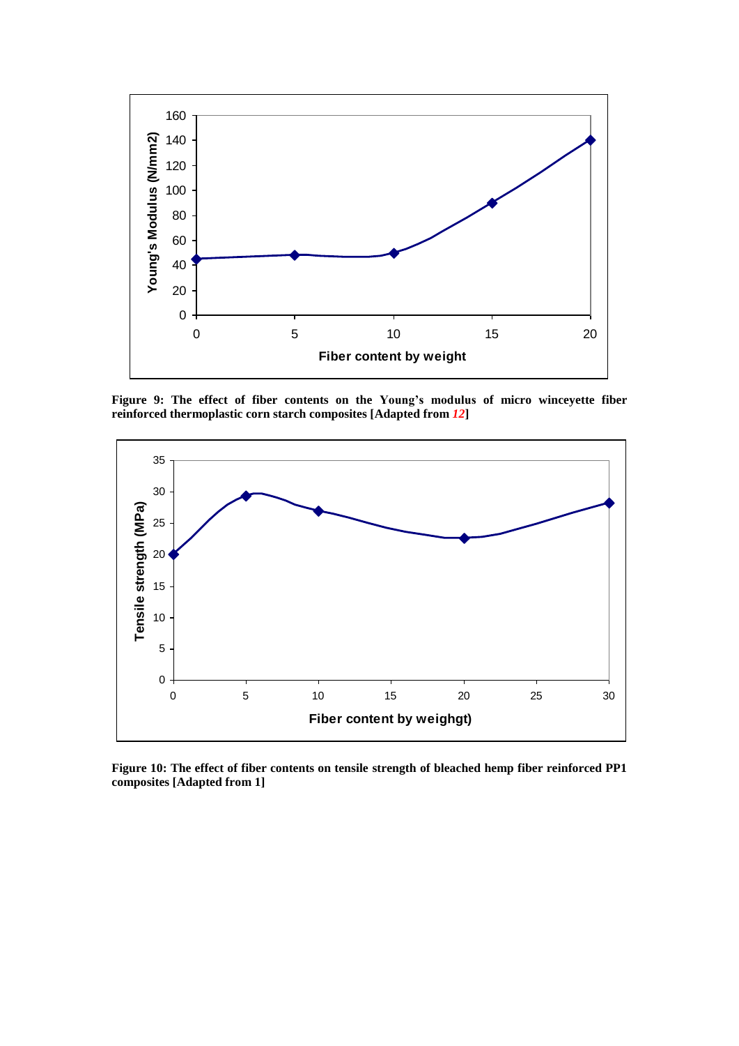**Figure 9: The effect of fiber contents on the Young's modulus of micro winceyette fiber reinforced thermoplastic corn starch composites [Adapted from *12*]**

**Figure 10: The effect of fiber contents on tensile strength of bleached hemp fiber reinforced PP1 composites [Adapted from 1]**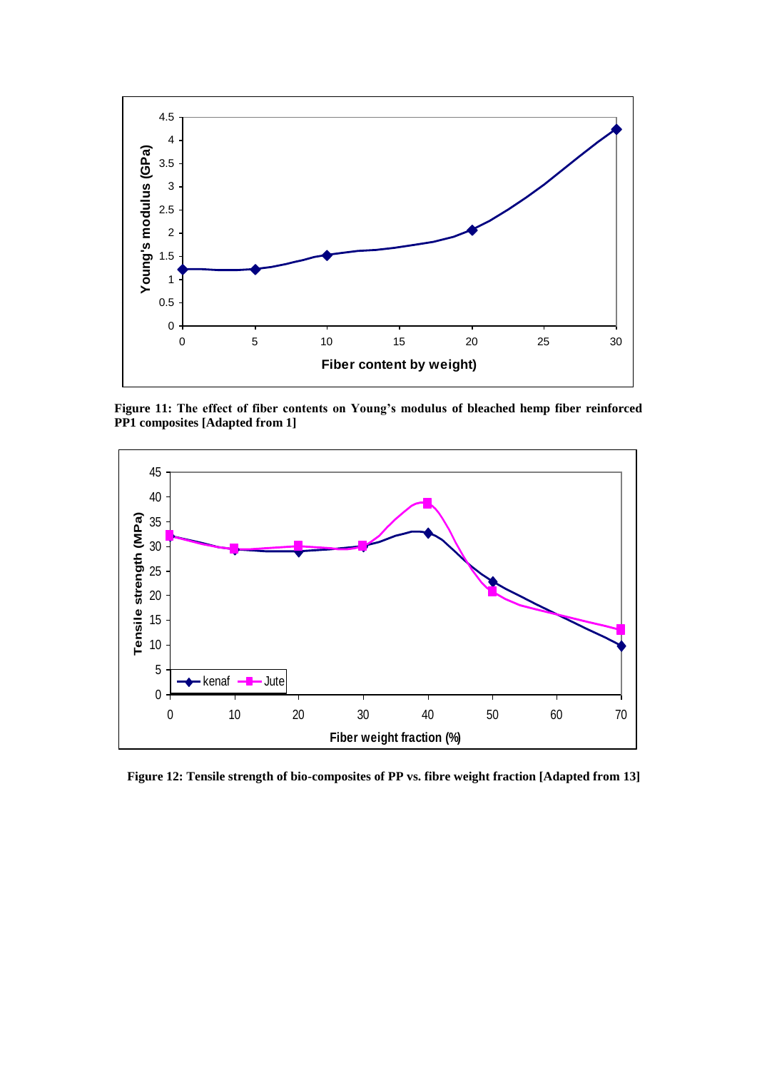Figure 11: The effect of fiber contents on Young's modulus of bleached hemp fiber reinforced PP1 composites [Adapted from 1]

Figure 12: Tensile strength of bio-composites of PP vs. fibre weight fraction [Adapted from 13]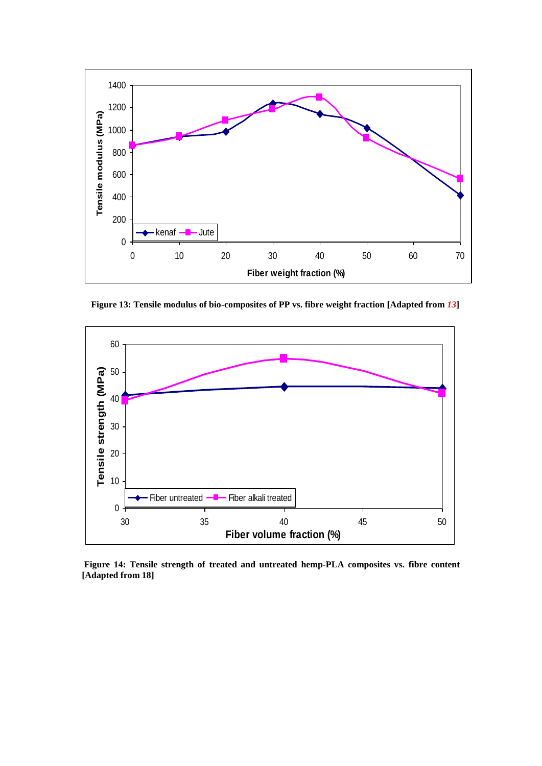**Figure 13: Tensile modulus of bio-composites of PP vs. fibre weight fraction [Adapted from *13*]**

**Figure 14: Tensile strength of treated and untreated hemp-PLA composites vs. fibre content [Adapted from 18]**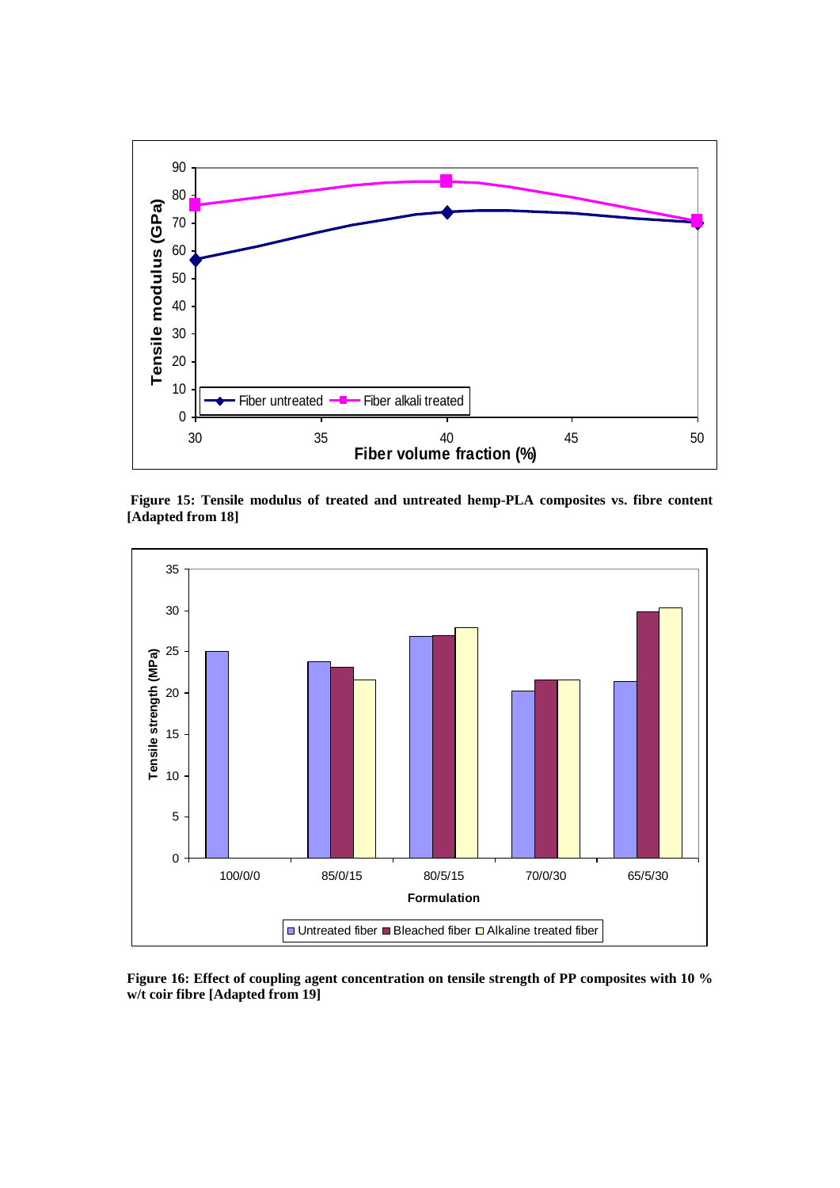**Figure 15: Tensile modulus of treated and untreated hemp-PLA composites vs. fibre content [Adapted from 18]**

**Figure 16: Effect of coupling agent concentration on tensile strength of PP composites with 10 % w/t coir fibre [Adapted from 19]**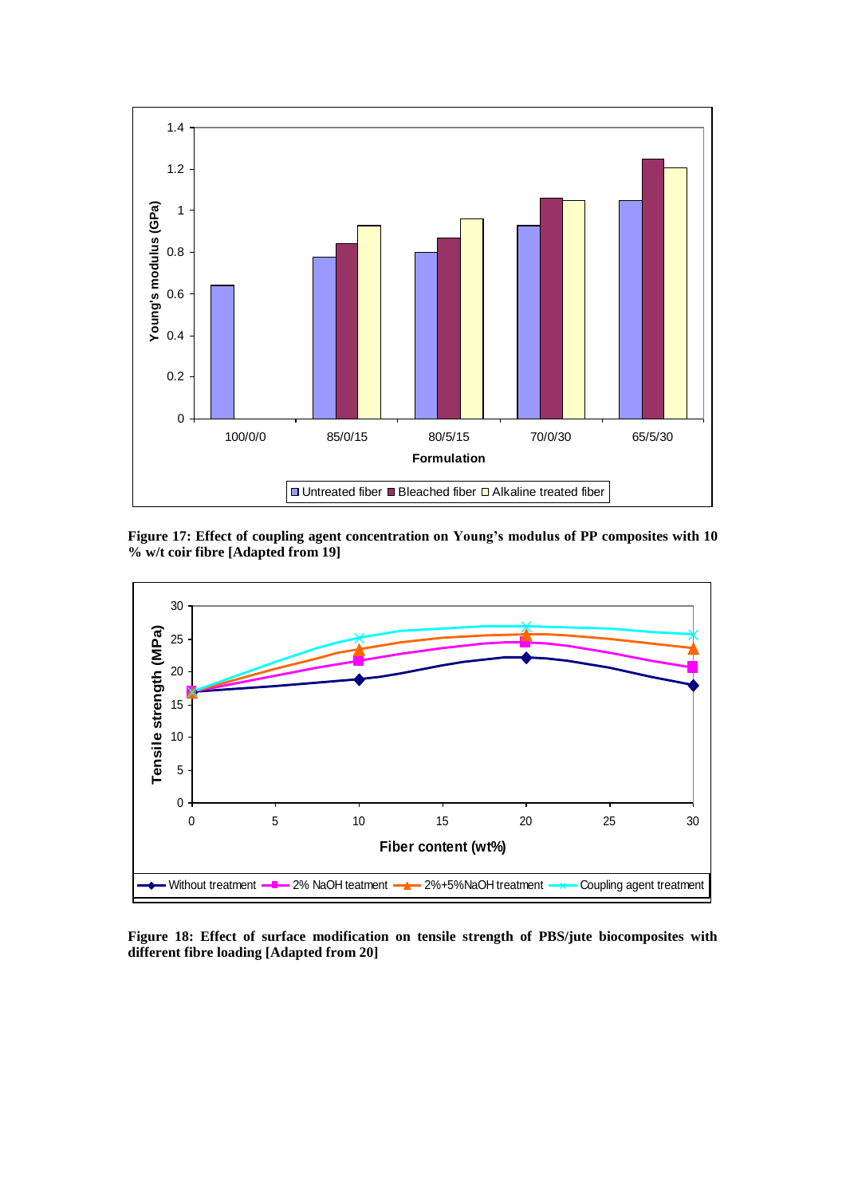**Figure 17: Effect of coupling agent concentration on Young's modulus of PP composites with 10 % w/t coir fibre [Adapted from 19]**

**Figure 18: Effect of surface modification on tensile strength of PBS/jute biocomposites with different fibre loading [Adapted from 20]**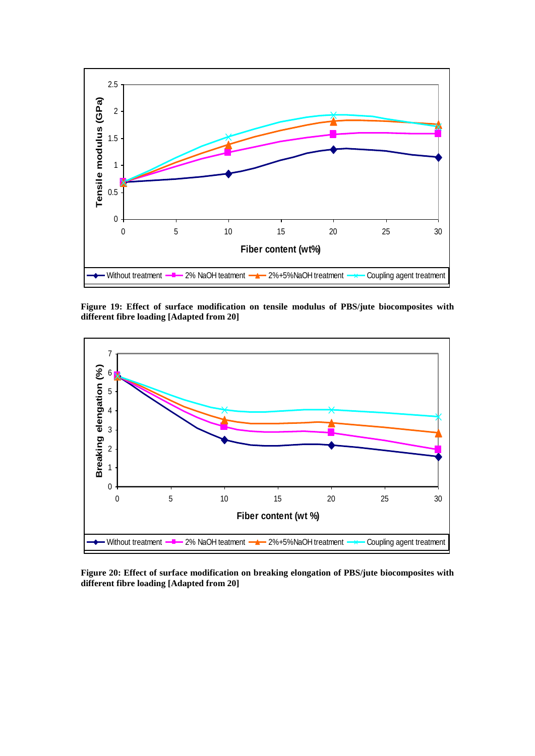**Figure 19: Effect of surface modification on tensile modulus of PBS/jute biocomposites with different fibre loading [Adapted from 20]**

**Figure 20: Effect of surface modification on breaking elongation of PBS/jute biocomposites with different fibre loading [Adapted from 20]**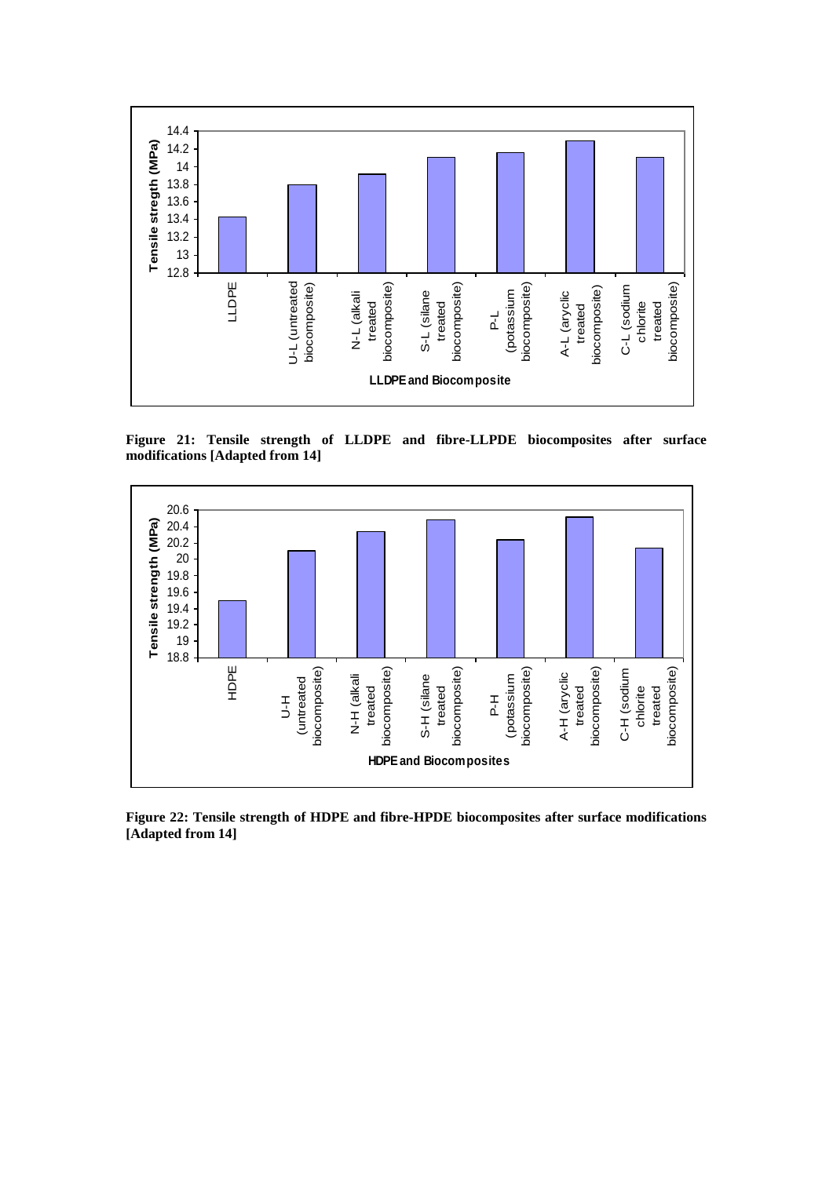Figure 21: Tensile strength of LLDPE and fibre-LLPDE biocomposites after surface modifications [Adapted from 14]

Figure 22: Tensile strength of HDPE and fibre-HPDE biocomposites after surface modifications [Adapted from 14]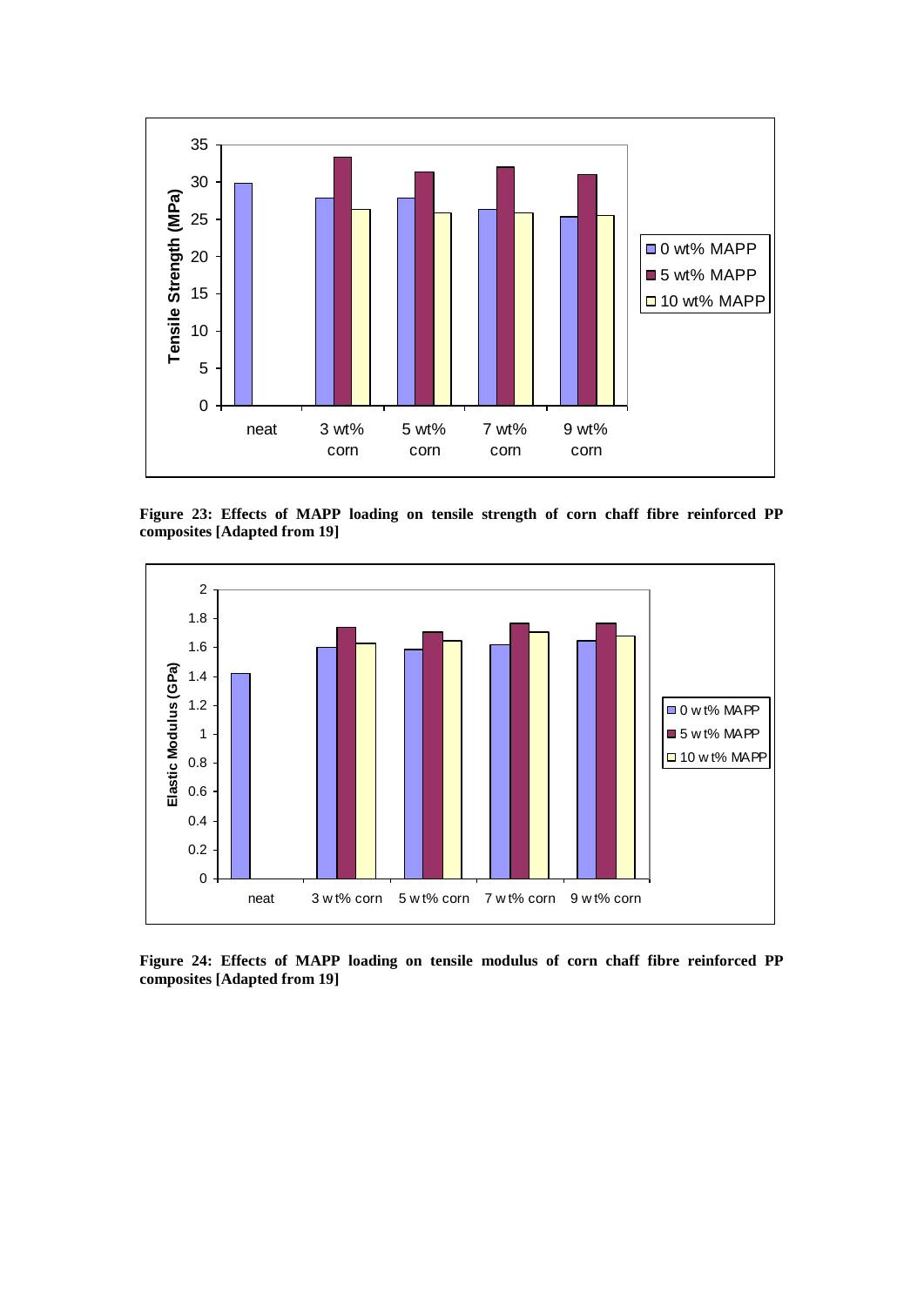**Figure 23: Effects of MAPP loading on tensile strength of corn chaff fibre reinforced PP composites [Adapted from 19]**

**Figure 24: Effects of MAPP loading on tensile modulus of corn chaff fibre reinforced PP composites [Adapted from 19]**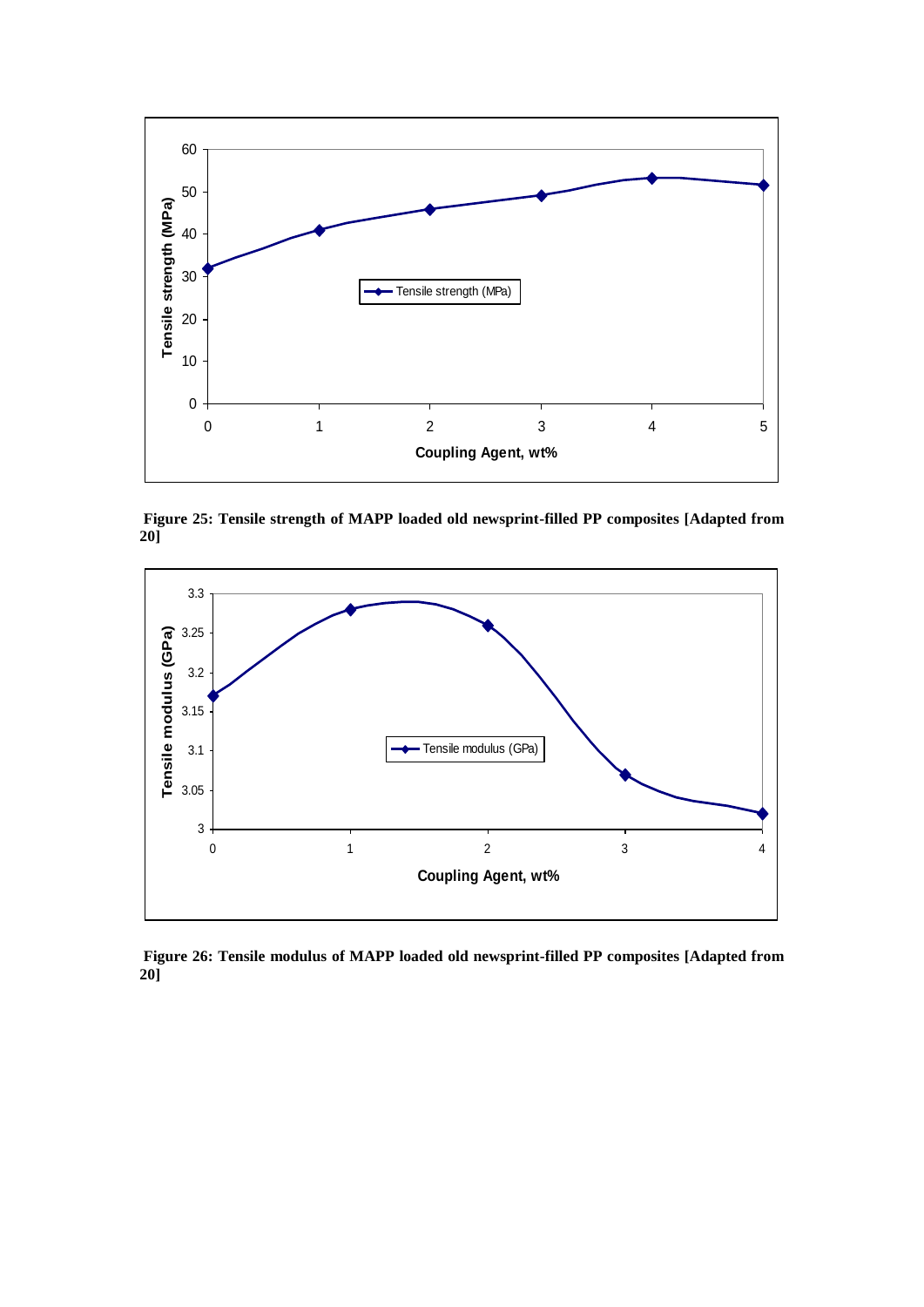**Figure 25: Tensile strength of MAPP loaded old newsprint-filled PP composites [Adapted from 20]**

**Figure 26: Tensile modulus of MAPP loaded old newsprint-filled PP composites [Adapted from 20]**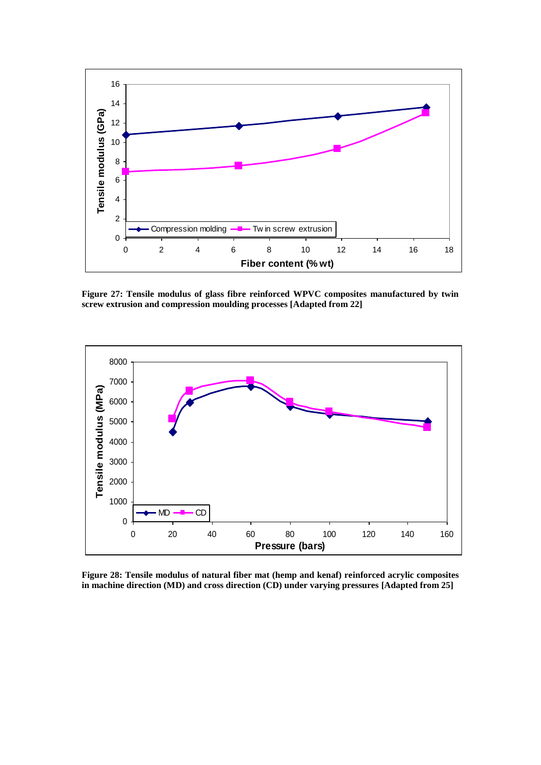**Figure 27: Tensile modulus of glass fibre reinforced WPVC composites manufactured by twin screw extrusion and compression moulding processes [Adapted from 22]**

**Figure 28: Tensile modulus of natural fiber mat (hemp and kenaf) reinforced acrylic composites in machine direction (MD) and cross direction (CD) under varying pressures [Adapted from 25]**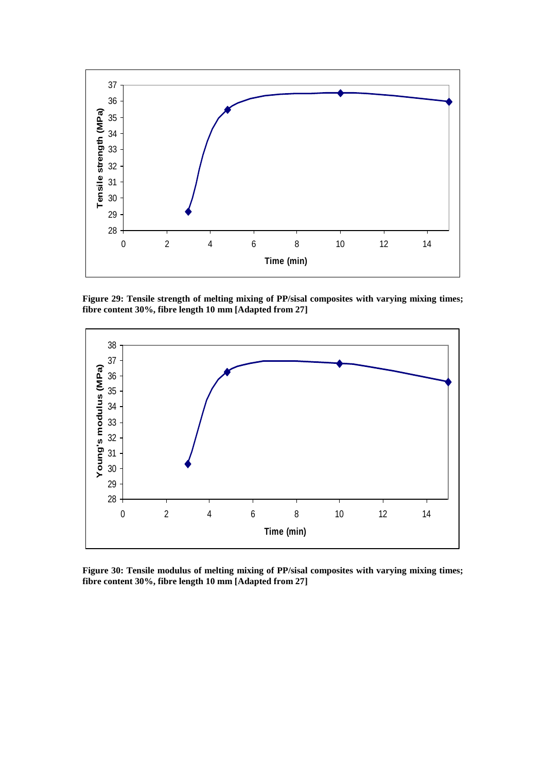Figure 29: Tensile strength of melting mixing of PP/sisal composites with varying mixing times; fibre content 30%, fibre length 10 mm [Adapted from 27]

Figure 30: Tensile modulus of melting mixing of PP/sisal composites with varying mixing times; fibre content 30%, fibre length 10 mm [Adapted from 27]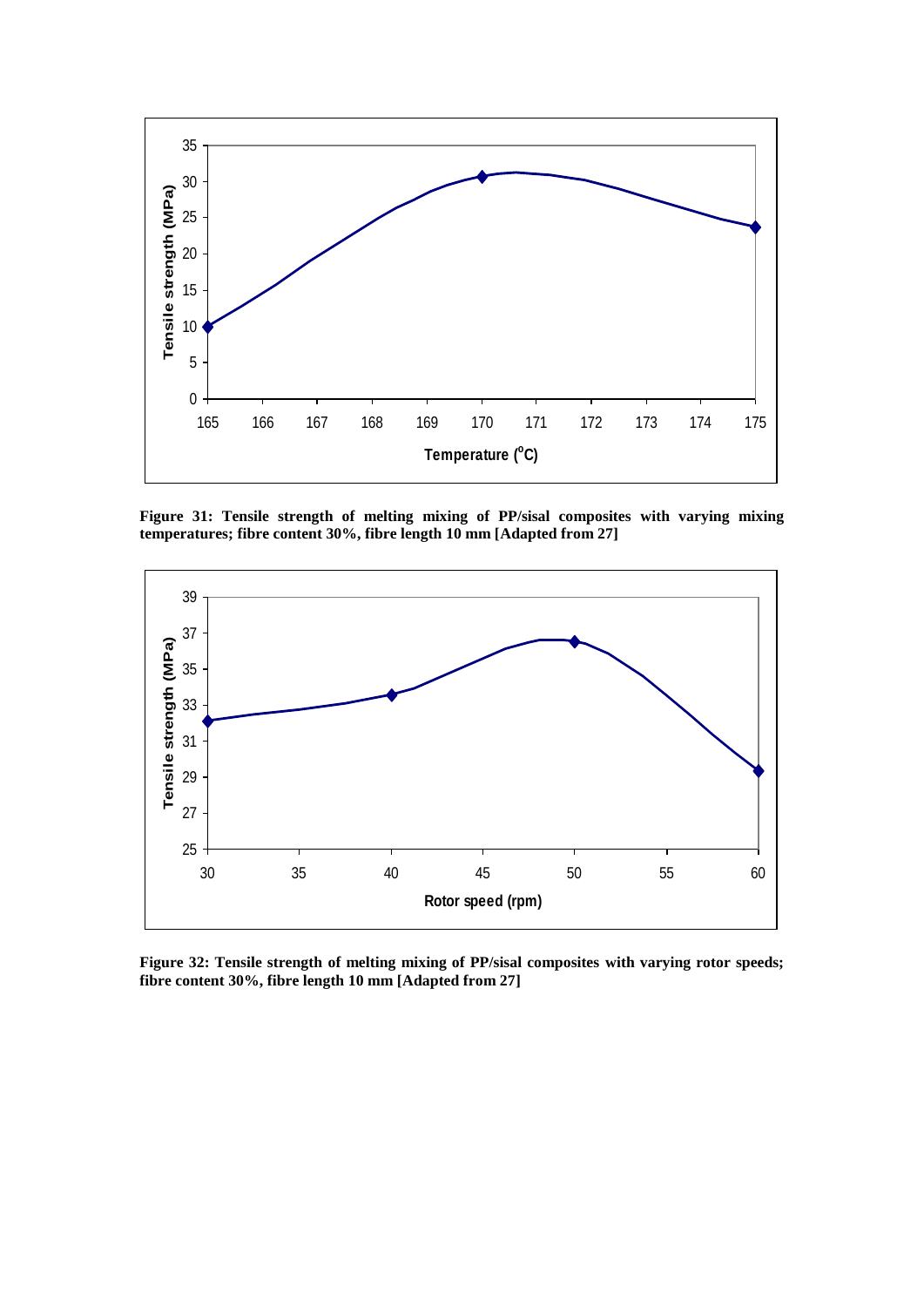Figure 31: Tensile strength of melting mixing of PP/sisal composites with varying mixing temperatures; fibre content 30%, fibre length 10 mm [Adapted from 27]

Figure 32: Tensile strength of melting mixing of PP/sisal composites with varying rotor speeds; fibre content 30%, fibre length 10 mm [Adapted from 27]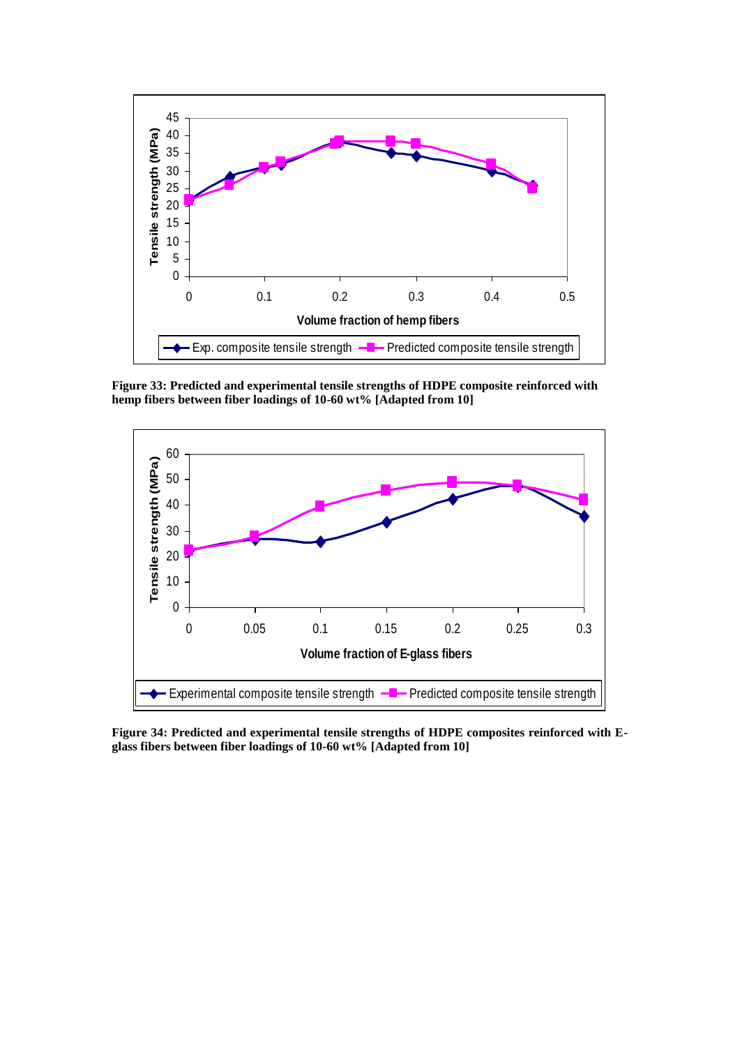**Figure 33: Predicted and experimental tensile strengths of HDPE composite reinforced with hemp fibers between fiber loadings of 10-60 wt% [Adapted from 10]**

**Figure 34: Predicted and experimental tensile strengths of HDPE composites reinforced with E-glass fibers between fiber loadings of 10-60 wt% [Adapted from 10]**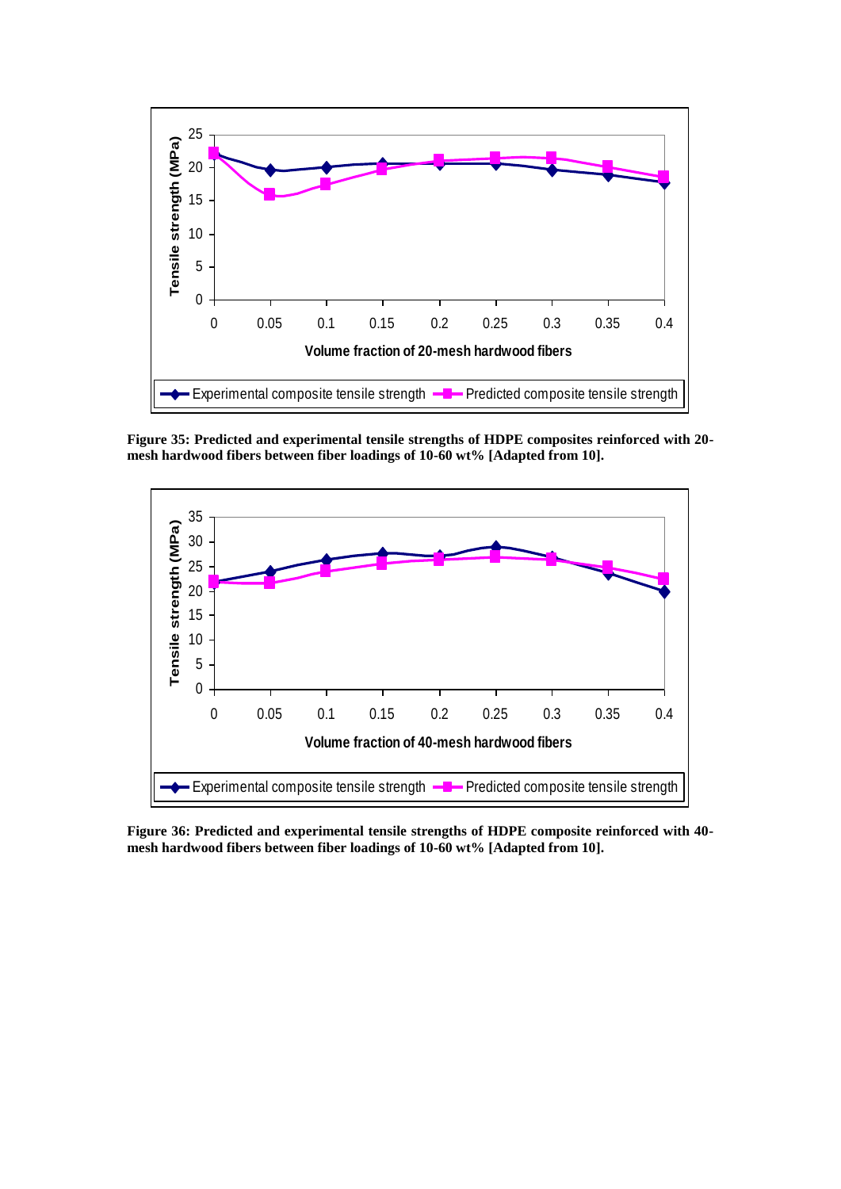Figure 35: Predicted and experimental tensile strengths of HDPE composites reinforced with 20-mesh hardwood fibers between fiber loadings of 10-60 wt% [Adapted from 10].

Figure 36: Predicted and experimental tensile strengths of HDPE composite reinforced with 40-mesh hardwood fibers between fiber loadings of 10-60 wt% [Adapted from 10].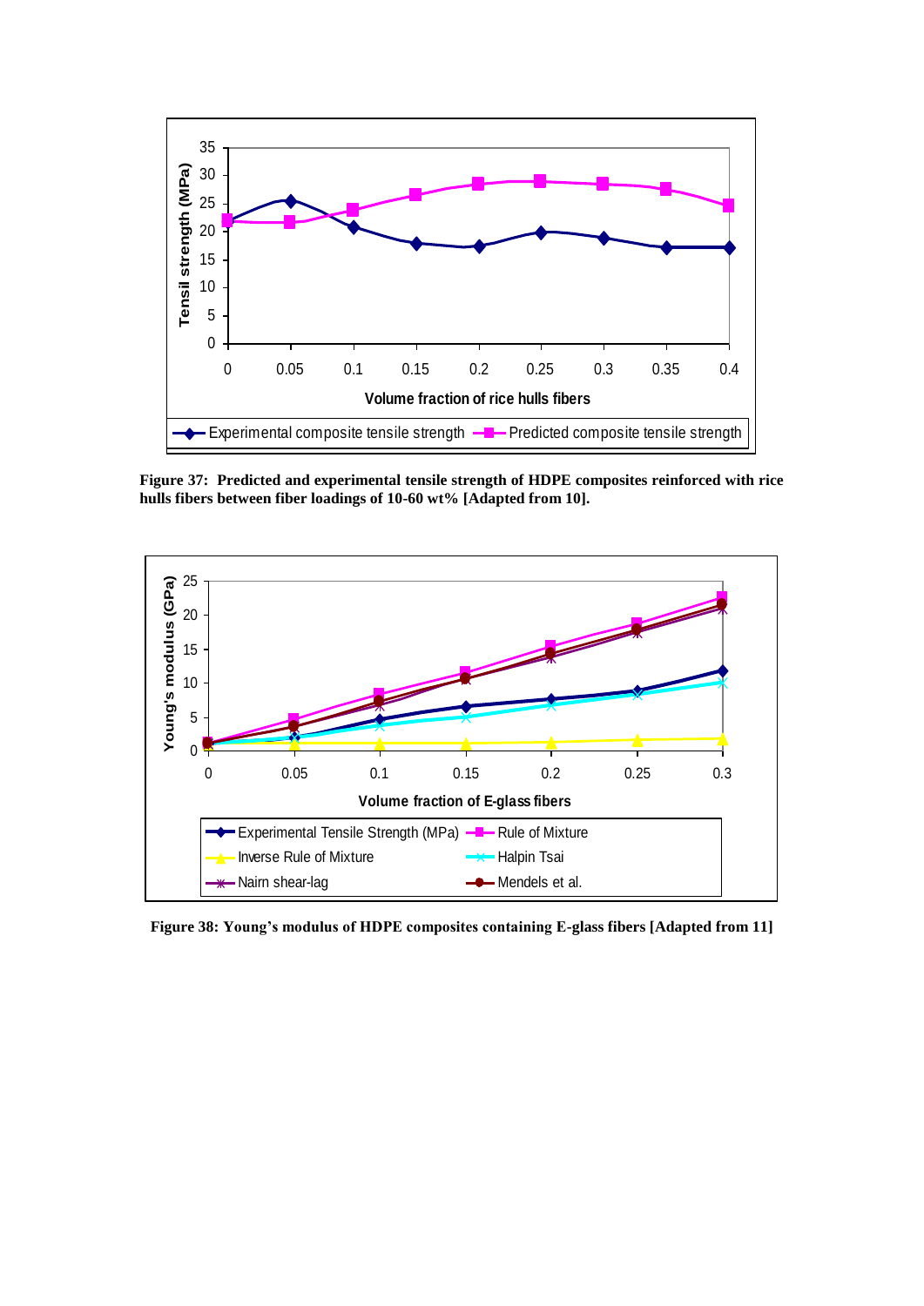**Figure 37: Predicted and experimental tensile strength of HDPE composites reinforced with rice hulls fibers between fiber loadings of 10-60 wt% [Adapted from 10].**

**Figure 38: Young's modulus of HDPE composites containing E-glass fibers [Adapted from 11]**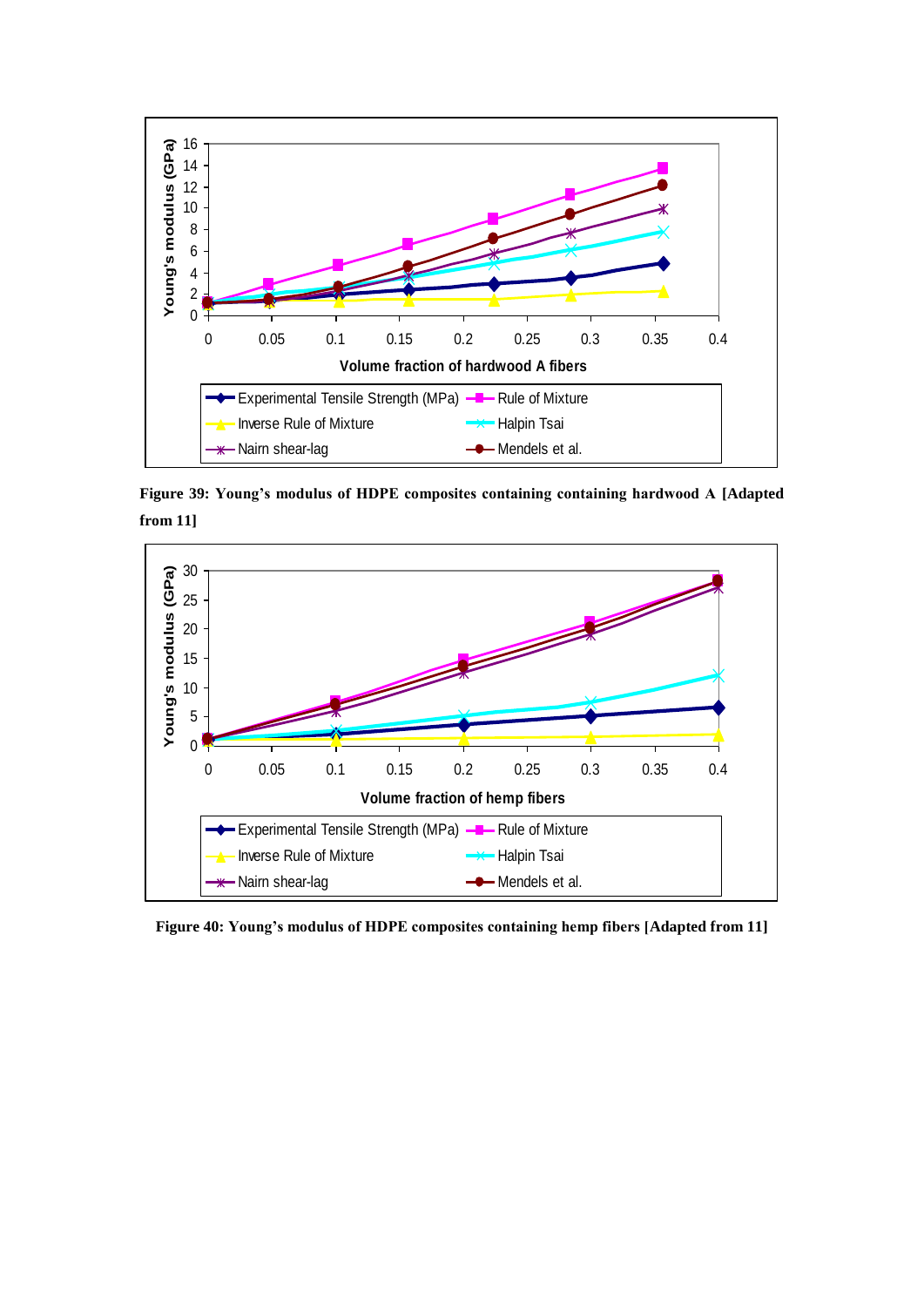Figure 39: Young's modulus of HDPE composites containing containing hardwood A [Adapted from 11]

Figure 40: Young's modulus of HDPE composites containing hemp fibers [Adapted from 11]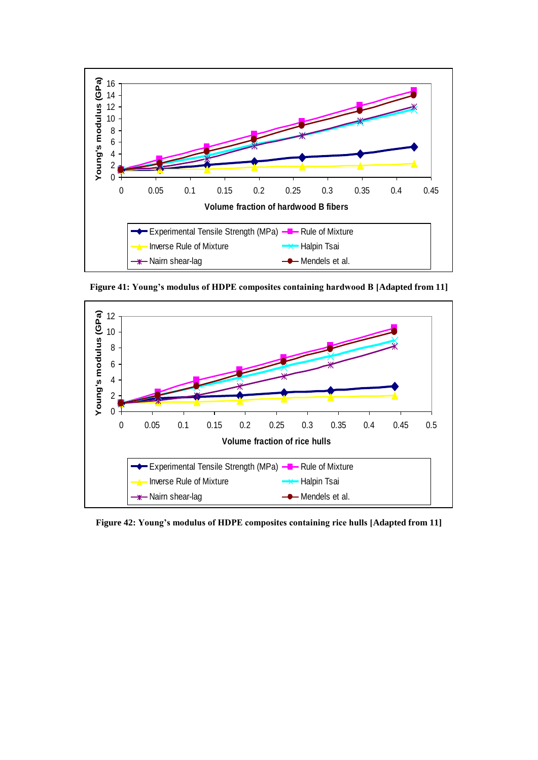Figure 41: Young's modulus of HDPE composites containing hardwood B [Adapted from 11]

Figure 42: Young's modulus of HDPE composites containing rice hulls [Adapted from 11]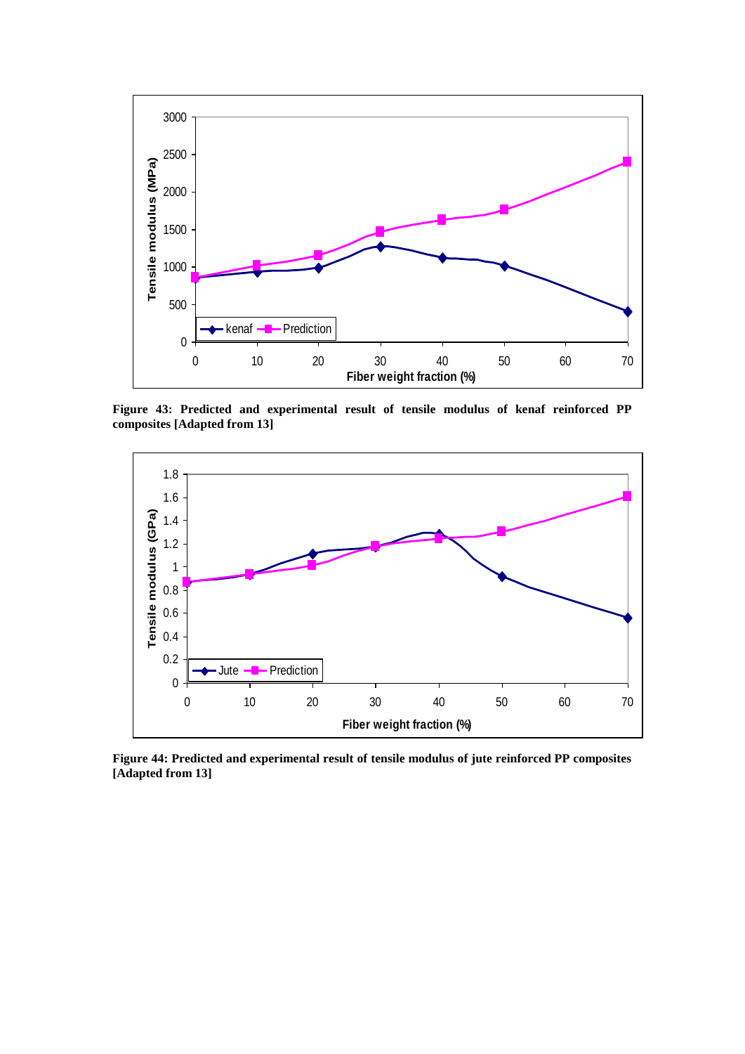Figure 43: Predicted and experimental result of tensile modulus of kenaf reinforced PP composites [Adapted from 13]

Figure 44: Predicted and experimental result of tensile modulus of jute reinforced PP composites [Adapted from 13]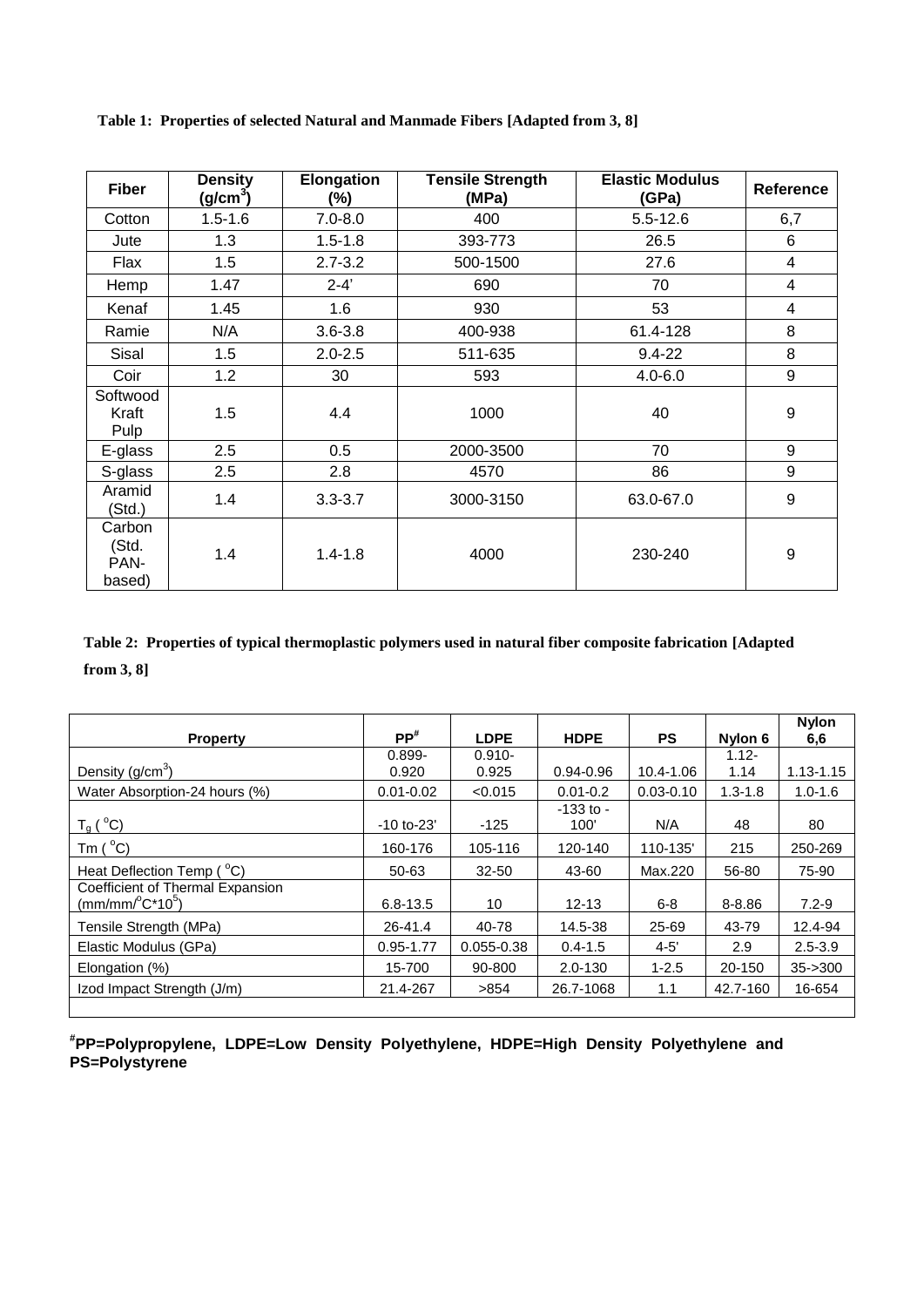**Table 1: Properties of selected Natural and Manmade Fibers [Adapted from 3, 8]**

| Fiber | Density ($g/cm^3$) | Elongation (%) | Tensile Strength (MPa) | Elastic Modulus (GPa) | Reference |
|---|---|---|---|---|---|
| Cotton | 1.5-1.6 | 7.0-8.0 | 400 | 5.5-12.6 | 6,7 |
| Jute | 1.3 | 1.5-1.8 | 393-773 | 26.5 | 6 |
| Flax | 1.5 | 2.7-3.2 | 500-1500 | 27.6 | 4 |
| Hemp | 1.47 | 2-4' | 690 | 70 | 4 |
| Kenaf | 1.45 | 1.6 | 930 | 53 | 4 |
| Ramie | N/A | 3.6-3.8 | 400-938 | 61.4-128 | 8 |
| Sisal | 1.5 | 2.0-2.5 | 511-635 | 9.4-22 | 8 |
| Coir | 1.2 | 30 | 593 | 4.0-6.0 | 9 |
| Softwood Kraft Pulp | 1.5 | 4.4 | 1000 | 40 | 9 |
| E-glass | 2.5 | 0.5 | 2000-3500 | 70 | 9 |
| S-glass | 2.5 | 2.8 | 4570 | 86 | 9 |
| Aramid (Std.) | 1.4 | 3.3-3.7 | 3000-3150 | 63.0-67.0 | 9 |
| Carbon (Std. PAN-based) | 1.4 | 1.4-1.8 | 4000 | 230-240 | 9 |

**Table 2: Properties of typical thermoplastic polymers used in natural fiber composite fabrication [Adapted from 3, 8]**

| Property | PP# | LDPE | HDPE | PS | Nylon 6 | Nylon 6,6 |
|---|---|---|---|---|---|---|
| Density ($g/cm^3$) | 0.899-0.920 | 0.910-0.925 | 0.94-0.96 | 10.4-1.06 | 1.12-1.14 | 1.13-1.15 |
| Water Absorption-24 hours (%) | 0.01-0.02 | <0.015 | 0.01-0.2 | 0.03-0.10 | 1.3-1.8 | 1.0-1.6 |
| $T_g$ (°C) | -10 to-23' | -125 | -133 to -100' | N/A | 48 | 80 |
| Tm (°C) | 160-176 | 105-116 | 120-140 | 110-135' | 215 | 250-269 |
| Heat Deflection Temp (°C) | 50-63 | 32-50 | 43-60 | Max.220 | 56-80 | 75-90 |
| Coefficient of Thermal Expansion ($mm/mm/^oC*10^5$) | 6.8-13.5 | 10 | 12-13 | 6-8 | 8-8.86 | 7.2-9 |
| Tensile Strength (MPa) | 26-41.4 | 40-78 | 14.5-38 | 25-69 | 43-79 | 12.4-94 |
| Elastic Modulus (GPa) | 0.95-1.77 | 0.055-0.38 | 0.4-1.5 | 4-5' | 2.9 | 2.5-3.9 |
| Elongation (%) | 15-700 | 90-800 | 2.0-130 | 1-2.5 | 20-150 | 35->300 |
| Izod Impact Strength (J/m) | 21.4-267 | >854 | 26.7-1068 | 1.1 | 42.7-160 | 16-654 |

**#PP=Polypropylene, LDPE=Low Density Polyethylene, HDPE=High Density Polyethylene and PS=Polystyrene**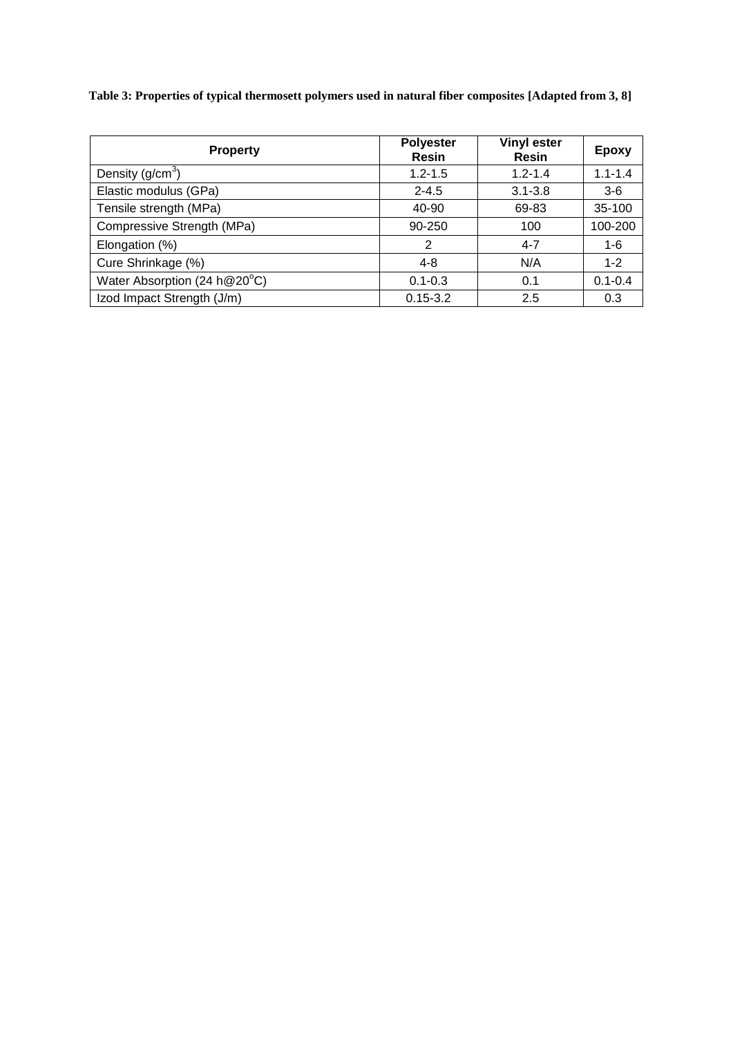**Table 3: Properties of typical thermosett polymers used in natural fiber composites [Adapted from 3, 8]**

| Property | Polyester Resin | Vinyl ester Resin | Epoxy |
|---|---|---|---|
| Density ($g/cm^3$) | 1.2-1.5 | 1.2-1.4 | 1.1-1.4 |
| Elastic modulus (GPa) | 2-4.5 | 3.1-3.8 | 3-6 |
| Tensile strength (MPa) | 40-90 | 69-83 | 35-100 |
| Compressive Strength (MPa) | 90-250 | 100 | 100-200 |
| Elongation (%) | 2 | 4-7 | 1-6 |
| Cure Shrinkage (%) | 4-8 | N/A | 1-2 |
| Water Absorption (24 h@20°C) | 0.1-0.3 | 0.1 | 0.1-0.4 |
| Izod Impact Strength (J/m) | 0.15-3.2 | 2.5 | 0.3 |